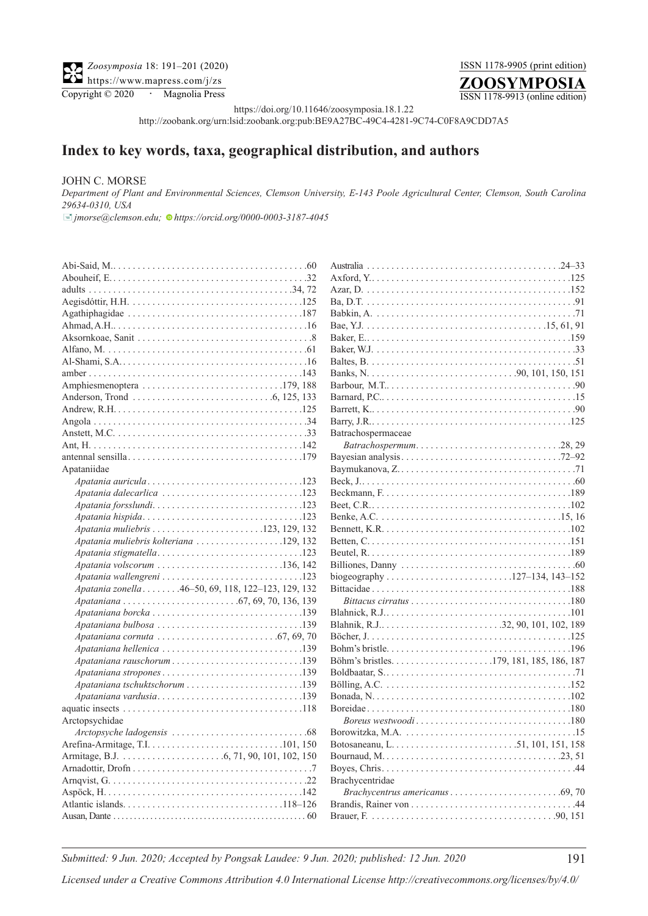https://doi.org/10.11646/zoosymposia.18.1.22

http://zoobank.org/urn:lsid:zoobank.org:pub:BE9A27BC-49C4-4281-9C74-C0F8A9CDD7A5

# Index to key words, taxa, geographical distribution, and authors

JOHN C. MORSE

*Department of Plant and Environmental Sciences, Clemson University, E-143 Poole Agricultural Center, Clemson, South Carolina 29634-0310, USA*

*jmorse@clemson.edu; https://orcid.org/0000-0003-3187-4045*

Abi-Said, M. .60
Abouheif, E. .32
adults .34, 72
Aegisdóttir, H.H. .125
Agathiphagidae .187
Ahmad, A.H. .16
Aksornkoae, Sanit .8
Alfano, M. .61
Al-Shami, S.A. .16
amber .143
Amphiesmenoptera .179, 188
Anderson, Trond .6, 125, 133
Andrew, R.H. .125
Angola .34
Anstett, M.C. .33
Ant, H. .142
antennal sensilla .179
Apataniidae
  *Apatania auricula* .123
  *Apatania dalecarlica* .123
  *Apatania forsslundi* .123
  *Apatania hispida* .123
  *Apatania muliebris* .123, 129, 132
  *Apatania muliebris kolteriana* .129, 132
  *Apatania stigmatella* .123
  *Apatania volscorum* .136, 142
  *Apatania wallengreni* .123
  *Apatania zonella* .46–50, 69, 118, 122–123, 129, 132
  *Apataniana* .67, 69, 70, 136, 139
  *Apataniana borcka* .139
  *Apataniana bulbosa* .139
  *Apataniana cornuta* .67, 69, 70
  *Apataniana hellenica* .139
  *Apataniana rauschorum* .139
  *Apataniana stropones* .139
  *Apataniana tschuktschorum* .139
  *Apataniana vardusia* .139
aquatic insects .118
Arctopsychidae
  *Arctopsyche ladogensis* .68
Arefina-Armitage, T.I. .101, 150
Armitage, B.J. .6, 71, 90, 101, 102, 150
Arnadottir, Drofn .7
Arnqvist, G. .22
Aspöck, H. .142
Atlantic islands .118–126
Ausan, Dante .60
Australia .24–33
Axford, Y. .125
Azar, D. .152
Ba, D.T. .91
Babkin, A. .71
Bae, Y.J. .15, 61, 91
Baker, E. .159
Baker, W.J. .33
Baltes, B. .51
Banks, N. .90, 101, 150, 151
Barbour, M.T. .90
Barnard, P.C. .15
Barrett, K. .90
Barry, J.R. .125
Batrachospermaceae
  *Batrachospermum* .28, 29
Bayesian analysis .72–92
Baymukanova, Z. .71
Beck, J. .60
Beckmann, F. .189
Beet, C.R. .102
Benke, A.C. .15, 16
Bennett, K.R. .102
Betten, C. .151
Beutel, R. .189
Billiones, Danny .60
biogeography .127–134, 143–152
Bittacidae .188
  *Bittacus cirratus* .180
Blahnick, R.J. .101
Blahnik, R.J. .32, 90, 101, 102, 189
Böcher, J. .125
Bohm's bristle .196
Böhm's bristles .179, 181, 185, 186, 187
Boldbaatar, S. .71
Bölling, A.C. .152
Bonada, N. .102
Boreidae .180
  *Boreus westwoodi* .180
Borowitzka, M.A. .15
Botosaneanu, L. .51, 101, 151, 158
Bournaud, M. .23, 51
Boyes, Chris .44
Brachycentridae
  *Brachycentrus americanus* .69, 70
Brandis, Rainer von .44
Brauer, F. .90, 151

*Submitted: 9 Jun. 2020; Accepted by Pongsak Laudee: 9 Jun. 2020; published: 12 Jun. 2020*

*Licensed under a Creative Commons Attribution 4.0 International License http://creativecommons.org/licenses/by/4.0/*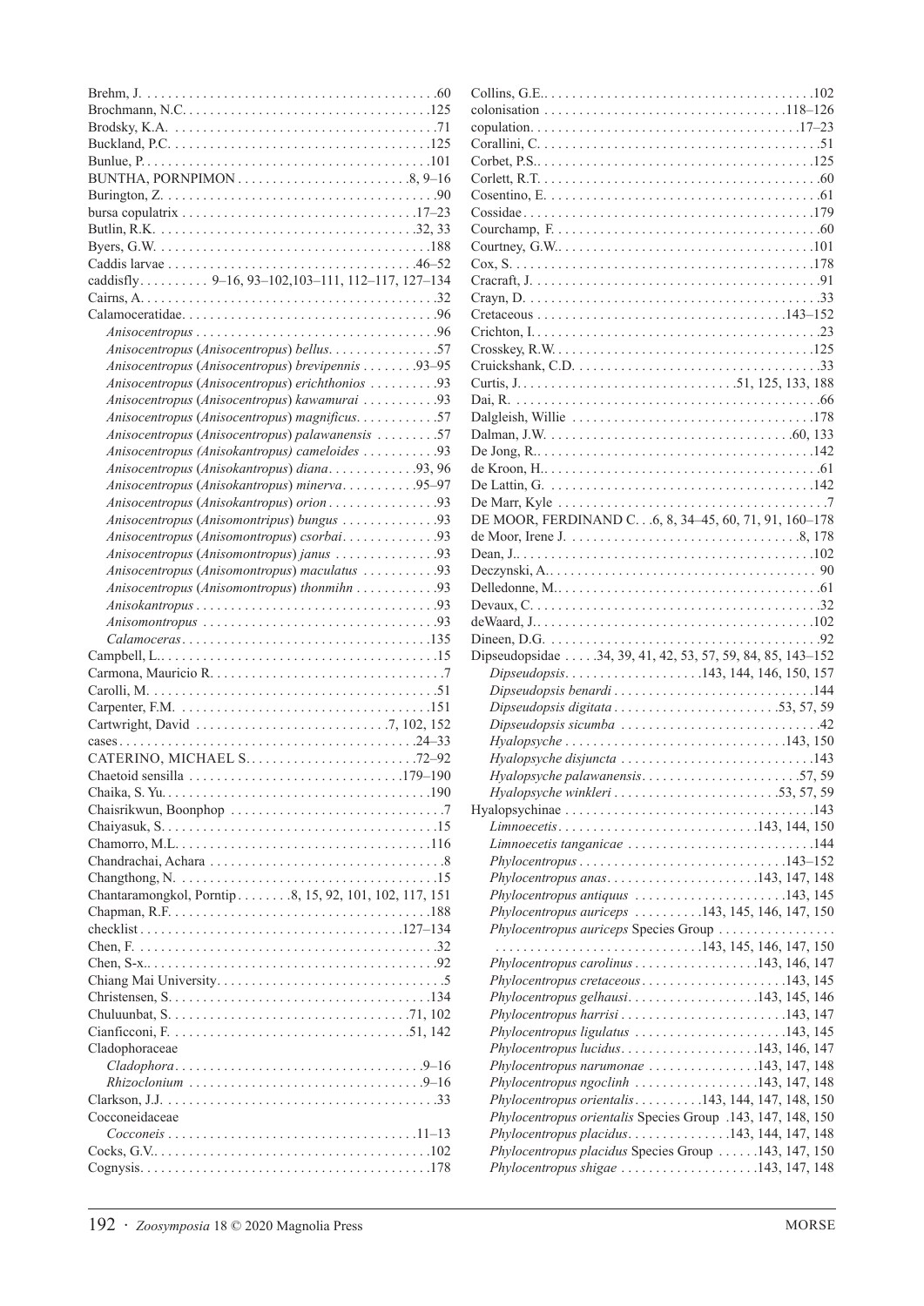Brehm, J. .60
Brochmann, N.C. .125
Brodsky, K.A. .71
Buckland, P.C. .125
Bunlue, P. .101
BUNTHA, PORNPIMON .8, 9–16
Burington, Z. .90
bursa copulatrix .17–23
Butlin, R.K. .32, 33
Byers, G.W. .188
Caddis larvae .46–52
caddisfly. 9–16, 93–102,103–111, 112–117, 127–134
Cairns, A. .32
Calamoceratidae. .96
*Anisocentropus* .96
*Anisocentropus* (*Anisocentropus*) *bellus*. .57
*Anisocentropus* (*Anisocentropus*) *brevipennis* .93–95
*Anisocentropus* (*Anisocentropus*) *erichthonios* .93
*Anisocentropus* (*Anisocentropus*) *kawamurai* .93
*Anisocentropus* (*Anisocentropus*) *magnificus*. .57
*Anisocentropus* (*Anisocentropus*) *palawanensis* .57
*Anisocentropus (Anisokantropus) cameloides* .93
*Anisocentropus* (*Anisokantropus*) *diana*. .93, 96
*Anisocentropus* (*Anisokantropus*) *minerva*. .95–97
*Anisocentropus* (*Anisokantropus*) *orion* .93
*Anisocentropus* (*Anisomontripus*) *bungus* .93
*Anisocentropus* (*Anisomontropus*) *csorbai*. .93
*Anisocentropus* (*Anisomontropus*) *janus* .93
*Anisocentropus* (*Anisomontropus*) *maculatus* .93
*Anisocentropus* (*Anisomontropus*) *thonmihn* .93
*Anisokantropus* .93
*Anisomontropus* .93
*Calamoceras*. .135
Campbell, L. .15
Carmona, Mauricio R. .7
Carolli, M. .51
Carpenter, F.M. .151
Cartwright, David .7, 102, 152
cases .24–33
CATERINO, MICHAEL S. .72–92
Chaetoid sensilla .179–190
Chaika, S. Yu. .190
Chaisrikwun, Boonphop .7
Chaiyasuk, S. .15
Chamorro, M.L. .116
Chandrachai, Achara .8
Changthong, N. .15
Chantaramongkol, Porntip .8, 15, 92, 101, 102, 117, 151
Chapman, R.F. .188
checklist .127–134
Chen, F. .32
Chen, S-x. .92
Chiang Mai University. .5
Christensen, S. .134
Chuluunbat, S. .71, 102
Cianficconi, F. .51, 142
Cladophoraceae
*Cladophora*. .9–16
*Rhizoclonium* .9–16
Clarkson, J.J. .33
Cocconeidaceae
*Cocconeis* .11–13
Cocks, G.V. .102
Cognysis. .178
Collins, G.E. .102
colonisation .118–126
copulation. .17–23
Corallini, C. .51
Corbet, P.S. .125
Corlett, R.T. .60
Cosentino, E. .61
Cossidae. .179
Courchamp, F. .60
Courtney, G.W. .101
Cox, S. .178
Cracraft, J. .91
Crayn, D. .33
Cretaceous .143–152
Crichton, I. .23
Crosskey, R.W. .125
Cruickshank, C.D. .33
Curtis, J. .51, 125, 133, 188
Dai, R. .66
Dalgleish, Willie .178
Dalman, J.W. .60, 133
De Jong, R. .142
de Kroon, H. .61
De Lattin, G. .142
De Marr, Kyle .7
DE MOOR, FERDINAND C. . .6, 8, 34–45, 60, 71, 91, 160–178
de Moor, Irene J. .8, 178
Dean, J. .102
Deczynski, A. .90
Delledonne, M. .61
Devaux, C. .32
deWaard, J. .102
Dineen, D.G. .92
Dipseudopsidae .34, 39, 41, 42, 53, 57, 59, 84, 85, 143–152
*Dipseudopsis*. .143, 144, 146, 150, 157
*Dipseudopsis benardi* .144
*Dipseudopsis digitata* .53, 57, 59
*Dipseudopsis sicumba* .42
*Hyalopsyche* .143, 150
*Hyalopsyche disjuncta* .143
*Hyalopsyche palawanensis*. .57, 59
*Hyalopsyche winkleri* .53, 57, 59
Hyalopsychinae .143
*Limnoecetis*. .143, 144, 150
*Limnoecetis tanganicae* .144
*Phylocentropus* .143–152
*Phylocentropus anas*. .143, 147, 148
*Phylocentropus antiquus* .143, 145
*Phylocentropus auriceps* .143, 145, 146, 147, 150
*Phylocentropus auriceps* Species Group .143, 145, 146, 147, 150
*Phylocentropus carolinus* .143, 146, 147
*Phylocentropus cretaceous*. .143, 145
*Phylocentropus gelhausi*. .143, 145, 146
*Phylocentropus harrisi* .143, 147
*Phylocentropus ligulatus* .143, 145
*Phylocentropus lucidus*. .143, 146, 147
*Phylocentropus narumonae* .143, 147, 148
*Phylocentropus ngoclinh* .143, 147, 148
*Phylocentropus orientalis*. .143, 144, 147, 148, 150
*Phylocentropus orientalis* Species Group .143, 147, 148, 150
*Phylocentropus placidus*. .143, 144, 147, 148
*Phylocentropus placidus* Species Group .143, 147, 150
*Phylocentropus shigae* .143, 147, 148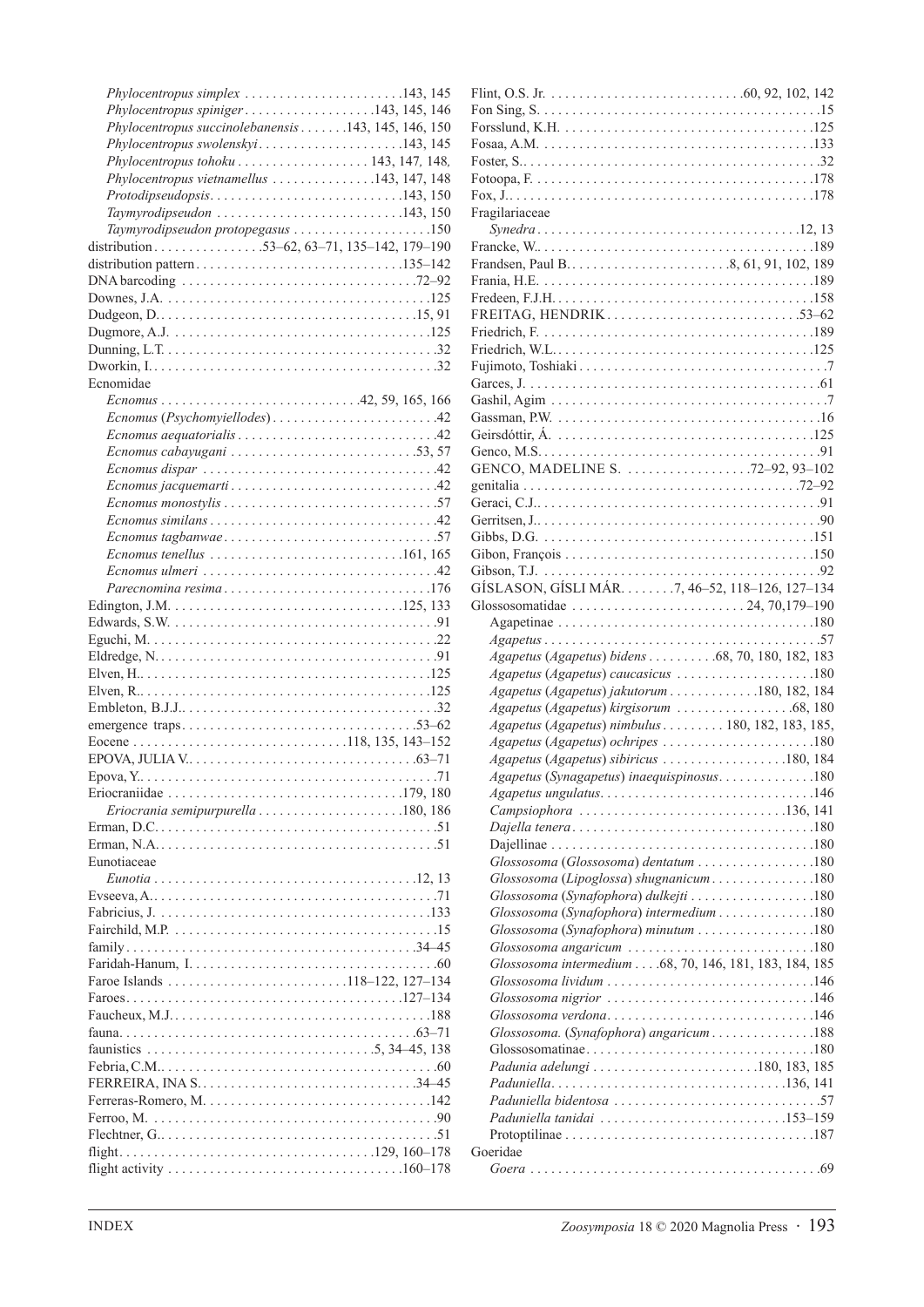*Phylocentropus simplex* . . . . . . . . . . . . . . . . . . . . . . . .143, 145
*Phylocentropus spiniger* . . . . . . . . . . . . . . . . . . .143, 145, 146
*Phylocentropus succinolebanensis* . . . . . . .143, 145, 146, 150
*Phylocentropus swolenskyi* . . . . . . . . . . . . . . . . . . . . .143, 145
*Phylocentropus tohoku* . . . . . . . . . . . . . . . . . . . 143, 147*,* 148*,*
*Phylocentropus vietnamellus* . . . . . . . . . . . . . . .143, 147, 148
*Protodipseudopsis*. . . . . . . . . . . . . . . . . . . . . . . . . . .143, 150
*Taymyrodipseudon* . . . . . . . . . . . . . . . . . . . . . . . . . .143, 150
*Taymyrodipseudon protopegasus* . . . . . . . . . . . . . . . . . . . .150
distribution . . . . . . . . . . . . . . . .53–62, 63–71, 135–142, 179–190
distribution pattern . . . . . . . . . . . . . . . . . . . . . . . . . . . . .135–142
DNA barcoding . . . . . . . . . . . . . . . . . . . . . . . . . . . . . . . . . .72–92
Downes, J.A. . . . . . . . . . . . . . . . . . . . . . . . . . . . . . . . . . . . . .125
Dudgeon, D.. . . . . . . . . . . . . . . . . . . . . . . . . . . . . . . . . . . . .15, 91
Dugmore, A.J. . . . . . . . . . . . . . . . . . . . . . . . . . . . . . . . . . . . .125
Dunning, L.T. . . . . . . . . . . . . . . . . . . . . . . . . . . . . . . . . . . . . . .32
Dworkin, I. . . . . . . . . . . . . . . . . . . . . . . . . . . . . . . . . . . . . . . . . .32
Ecnomidae
*Ecnomus* . . . . . . . . . . . . . . . . . . . . . . . . . . . .42, 59, 165, 166
*Ecnomus* (*Psychomyiellodes*) . . . . . . . . . . . . . . . . . . . . . . . .42
*Ecnomus aequatorialis* . . . . . . . . . . . . . . . . . . . . . . . . . . . . .42
*Ecnomus cabayugani* . . . . . . . . . . . . . . . . . . . . . . . . . .53, 57
*Ecnomus dispar* . . . . . . . . . . . . . . . . . . . . . . . . . . . . . . . . .42
*Ecnomus jacquemarti* . . . . . . . . . . . . . . . . . . . . . . . . . . . . .42
*Ecnomus monostylis* . . . . . . . . . . . . . . . . . . . . . . . . . . . . . .57
*Ecnomus similans* . . . . . . . . . . . . . . . . . . . . . . . . . . . . . . . .42
*Ecnomus tagbanwae* . . . . . . . . . . . . . . . . . . . . . . . . . . . . . .57
*Ecnomus tenellus* . . . . . . . . . . . . . . . . . . . . . . . . . . . .161, 165
*Ecnomus ulmeri* . . . . . . . . . . . . . . . . . . . . . . . . . . . . . . . . .42
*Parecnomina resima* . . . . . . . . . . . . . . . . . . . . . . . . . . . . .176
Edington, J.M. . . . . . . . . . . . . . . . . . . . . . . . . . . . . . . . . .125, 133
Edwards, S.W. . . . . . . . . . . . . . . . . . . . . . . . . . . . . . . . . . . . . .91
Eguchi, M. . . . . . . . . . . . . . . . . . . . . . . . . . . . . . . . . . . . . . . . .22
Eldredge, N.. . . . . . . . . . . . . . . . . . . . . . . . . . . . . . . . . . . . . . . .91
Elven, H.. . . . . . . . . . . . . . . . . . . . . . . . . . . . . . . . . . . . . . . . . .125
Elven, R.. . . . . . . . . . . . . . . . . . . . . . . . . . . . . . . . . . . . . . . . . .125
Embleton, B.J.J.. . . . . . . . . . . . . . . . . . . . . . . . . . . . . . . . . . . . .32
emergence traps . . . . . . . . . . . . . . . . . . . . . . . . . . . . . . . . .53–62
Eocene . . . . . . . . . . . . . . . . . . . . . . . . . . . . . .118, 135, 143–152
EPOVA, JULIA V.. . . . . . . . . . . . . . . . . . . . . . . . . . . . . . . . .63–71
Epova, Y.. . . . . . . . . . . . . . . . . . . . . . . . . . . . . . . . . . . . . . . . . . .71
Eriocraniidae . . . . . . . . . . . . . . . . . . . . . . . . . . . . . . . . . .179, 180
*Eriocrania semipurpurella* . . . . . . . . . . . . . . . . . . . . . .180, 186
Erman, D.C.. . . . . . . . . . . . . . . . . . . . . . . . . . . . . . . . . . . . . . . . .51
Erman, N.A.. . . . . . . . . . . . . . . . . . . . . . . . . . . . . . . . . . . . . . . . .51
Eunotiaceae
*Eunotia* . . . . . . . . . . . . . . . . . . . . . . . . . . . . . . . . . . . . . . .12, 13
Evseeva, A.. . . . . . . . . . . . . . . . . . . . . . . . . . . . . . . . . . . . . . . . .71
Fabricius, J. . . . . . . . . . . . . . . . . . . . . . . . . . . . . . . . . . . . . . . .133
Fairchild, M.P. . . . . . . . . . . . . . . . . . . . . . . . . . . . . . . . . . . . . . .15
family . . . . . . . . . . . . . . . . . . . . . . . . . . . . . . . . . . . . . . . . . . .34–45
Faridah-Hanum, I. . . . . . . . . . . . . . . . . . . . . . . . . . . . . . . . . . . .60
Faroe Islands . . . . . . . . . . . . . . . . . . . . . . . . . .118–122, 127–134
Faroes. . . . . . . . . . . . . . . . . . . . . . . . . . . . . . . . . . . . . . . . .127–134
Faucheux, M.J.. . . . . . . . . . . . . . . . . . . . . . . . . . . . . . . . . . . . .188
fauna. . . . . . . . . . . . . . . . . . . . . . . . . . . . . . . . . . . . . . . . . . . .63–71
faunistics . . . . . . . . . . . . . . . . . . . . . . . . . . . . . . . . .5, 34–45, 138
Febria, C.M.. . . . . . . . . . . . . . . . . . . . . . . . . . . . . . . . . . . . . . . . .60
FERREIRA, INA S.. . . . . . . . . . . . . . . . . . . . . . . . . . . . . . . . .34–45
Ferreras-Romero, M. . . . . . . . . . . . . . . . . . . . . . . . . . . . . . . . .142
Ferroo, M. . . . . . . . . . . . . . . . . . . . . . . . . . . . . . . . . . . . . . . . . . .90
Flechtner, G.. . . . . . . . . . . . . . . . . . . . . . . . . . . . . . . . . . . . . . . . .51
flight. . . . . . . . . . . . . . . . . . . . . . . . . . . . . . . . . . . . . . .129, 160–178
flight activity . . . . . . . . . . . . . . . . . . . . . . . . . . . . . . . . . . .160–178
Flint, O.S. Jr. . . . . . . . . . . . . . . . . . . . . . . . . . . . .60, 92, 102, 142
Fon Sing, S. . . . . . . . . . . . . . . . . . . . . . . . . . . . . . . . . . . . . . . . .15
Forsslund, K.H. . . . . . . . . . . . . . . . . . . . . . . . . . . . . . . . . . . . .125
Fosaa, A.M. . . . . . . . . . . . . . . . . . . . . . . . . . . . . . . . . . . . . . . .133
Foster, S.. . . . . . . . . . . . . . . . . . . . . . . . . . . . . . . . . . . . . . . . . . .32
Fotoopa, F. . . . . . . . . . . . . . . . . . . . . . . . . . . . . . . . . . . . . . . . .178
Fox, J.. . . . . . . . . . . . . . . . . . . . . . . . . . . . . . . . . . . . . . . . . . . .178
Fragilariaceae
*Synedra* . . . . . . . . . . . . . . . . . . . . . . . . . . . . . . . . . . . . . . .12, 13
Francke, W.. . . . . . . . . . . . . . . . . . . . . . . . . . . . . . . . . . . . . . . .189
Frandsen, Paul B.. . . . . . . . . . . . . . . . . . . . . . . .8, 61, 91, 102, 189
Frania, H.E. . . . . . . . . . . . . . . . . . . . . . . . . . . . . . . . . . . . . . . .189
Fredeen, F.J.H.. . . . . . . . . . . . . . . . . . . . . . . . . . . . . . . . . . . . . .158
FREITAG, HENDRIK . . . . . . . . . . . . . . . . . . . . . . . . . . . . .53–62
Friedrich, F. . . . . . . . . . . . . . . . . . . . . . . . . . . . . . . . . . . . . . . .189
Friedrich, W.L.. . . . . . . . . . . . . . . . . . . . . . . . . . . . . . . . . . . . . .125
Fujimoto, Toshiaki . . . . . . . . . . . . . . . . . . . . . . . . . . . . . . . . . . . .7
Garces, J. . . . . . . . . . . . . . . . . . . . . . . . . . . . . . . . . . . . . . . . . . .61
Gashil, Agim . . . . . . . . . . . . . . . . . . . . . . . . . . . . . . . . . . . . . . . .7
Gassman, P.W. . . . . . . . . . . . . . . . . . . . . . . . . . . . . . . . . . . . . . .16
Geirsdóttir, Á. . . . . . . . . . . . . . . . . . . . . . . . . . . . . . . . . . . . . .125
Genco, M.S.. . . . . . . . . . . . . . . . . . . . . . . . . . . . . . . . . . . . . . . . .91
GENCO, MADELINE S. . . . . . . . . . . . . . . . . . .72–92, 93–102
genitalia . . . . . . . . . . . . . . . . . . . . . . . . . . . . . . . . . . . . . . . . .72–92
Geraci, C.J.. . . . . . . . . . . . . . . . . . . . . . . . . . . . . . . . . . . . . . . . .91
Gerritsen, J.. . . . . . . . . . . . . . . . . . . . . . . . . . . . . . . . . . . . . . . . .90
Gibbs, D.G. . . . . . . . . . . . . . . . . . . . . . . . . . . . . . . . . . . . . . . .151
Gibon, François . . . . . . . . . . . . . . . . . . . . . . . . . . . . . . . . . . . .150
Gibson, T.J. . . . . . . . . . . . . . . . . . . . . . . . . . . . . . . . . . . . . . . . .92
GÍSLASON, GÍSLI MÁR. . . . . . . .7, 46–52, 118–126, 127–134
Glossosomatidae . . . . . . . . . . . . . . . . . . . . . . . . . 24, 70,179–190
Agapetinae . . . . . . . . . . . . . . . . . . . . . . . . . . . . . . . . . . . . . .180
*Agapetus* . . . . . . . . . . . . . . . . . . . . . . . . . . . . . . . . . . . . . . . .57
*Agapetus* (*Agapetus*) *bidens* . . . . . . . . . .68, 70, 180, 182, 183
*Agapetus* (*Agapetus*) *caucasicus* . . . . . . . . . . . . . . . . . . . .180
*Agapetus* (*Agapetus*) *jakutorum* . . . . . . . . . . . . .180, 182, 184
*Agapetus* (*Agapetus*) *kirgisorum* . . . . . . . . . . . . . . . . . .68, 180
*Agapetus* (*Agapetus*) *nimbulus* . . . . . . . . . 180, 182, 183, 185,
*Agapetus* (*Agapetus*) *ochripes* . . . . . . . . . . . . . . . . . . . . . .180
*Agapetus* (*Agapetus*) *sibiricus* . . . . . . . . . . . . . . . . . .180, 184
*Agapetus* (*Synagapetus*) *inaequispinosus*. . . . . . . . . . . . . .180
*Agapetus ungulatus*. . . . . . . . . . . . . . . . . . . . . . . . . . . . . . .146
*Campsiophora* . . . . . . . . . . . . . . . . . . . . . . . . . . . . . .136, 141
*Dajella tenera* . . . . . . . . . . . . . . . . . . . . . . . . . . . . . . . . . . .180
Dajellinae . . . . . . . . . . . . . . . . . . . . . . . . . . . . . . . . . . . . . . .180
*Glossosoma* (*Glossosoma*) *dentatum* . . . . . . . . . . . . . . . . .180
*Glossosoma* (*Lipoglossa*) *shugnanicum* . . . . . . . . . . . . . . .180
*Glossosoma* (*Synafophora*) *dulkejti* . . . . . . . . . . . . . . . . . .180
*Glossosoma* (*Synafophora*) *intermedium* . . . . . . . . . . . . . .180
*Glossosoma* (*Synafophora*) *minutum* . . . . . . . . . . . . . . . . .180
*Glossosoma angaricum* . . . . . . . . . . . . . . . . . . . . . . . . . . .180
*Glossosoma intermedium* . . . .68, 70, 146, 181, 183, 184, 185
*Glossosoma lividum* . . . . . . . . . . . . . . . . . . . . . . . . . . . . . .146
*Glossosoma nigrior* . . . . . . . . . . . . . . . . . . . . . . . . . . . . . .146
*Glossosoma verdona*. . . . . . . . . . . . . . . . . . . . . . . . . . . . . .146
*Glossosoma.* (*Synafophora*) *angaricum* . . . . . . . . . . . . . . .188
Glossosomatinae. . . . . . . . . . . . . . . . . . . . . . . . . . . . . . . . . .180
*Padunia adelungi* . . . . . . . . . . . . . . . . . . . . . . . .180, 183, 185
*Paduniella*. . . . . . . . . . . . . . . . . . . . . . . . . . . . . . . . . .136, 141
*Paduniella bidentosa* . . . . . . . . . . . . . . . . . . . . . . . . . . . . . .57
*Paduniella tanidai* . . . . . . . . . . . . . . . . . . . . . . . . . . .153–159
Protoptilinae . . . . . . . . . . . . . . . . . . . . . . . . . . . . . . . . . . . . .187
Goeridae
*Goera* . . . . . . . . . . . . . . . . . . . . . . . . . . . . . . . . . . . . . . . . . .69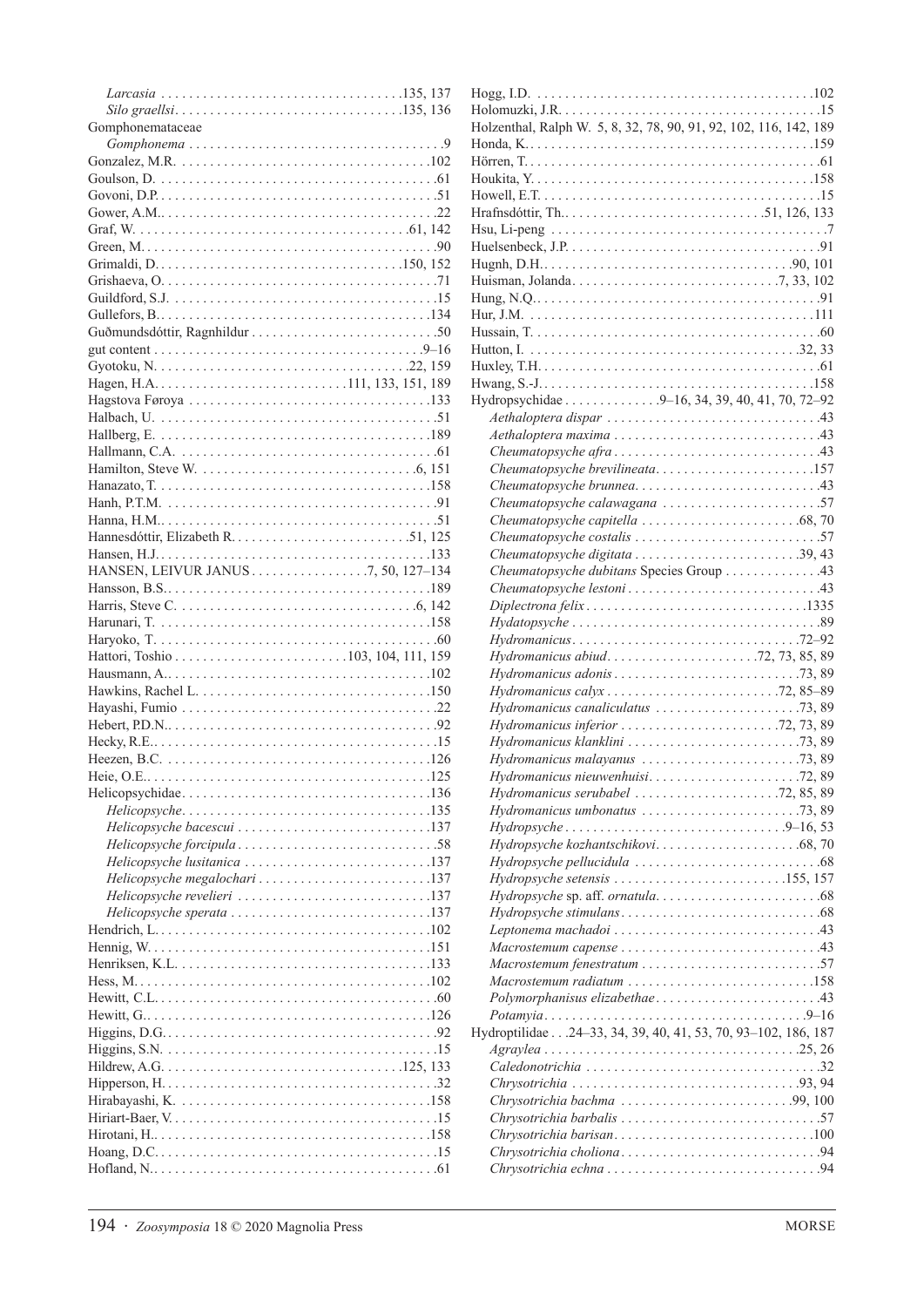*Larcasia* . . . . . . . . . . . . . . . . . . . . . . . . . . . . . . . . . .135, 137
*Silo graellsi*. . . . . . . . . . . . . . . . . . . . . . . . . . . . . . . .135, 136
Gomphonemataceae
*Gomphonema* . . . . . . . . . . . . . . . . . . . . . . . . . . . . . . . . . . . .9
Gonzalez, M.R. . . . . . . . . . . . . . . . . . . . . . . . . . . . . . . . . . . .102
Goulson, D. . . . . . . . . . . . . . . . . . . . . . . . . . . . . . . . . . . . . . . .61
Govoni, D.P. . . . . . . . . . . . . . . . . . . . . . . . . . . . . . . . . . . . . . .51
Gower, A.M.. . . . . . . . . . . . . . . . . . . . . . . . . . . . . . . . . . . . . . .22
Graf, W. . . . . . . . . . . . . . . . . . . . . . . . . . . . . . . . . . . . . . . .61, 142
Green, M. . . . . . . . . . . . . . . . . . . . . . . . . . . . . . . . . . . . . . . . . .90
Grimaldi, D. . . . . . . . . . . . . . . . . . . . . . . . . . . . . . . . . . . .150, 152
Grishaeva, O. . . . . . . . . . . . . . . . . . . . . . . . . . . . . . . . . . . . . . .71
Guildford, S.J. . . . . . . . . . . . . . . . . . . . . . . . . . . . . . . . . . . . . .15
Gullefors, B.. . . . . . . . . . . . . . . . . . . . . . . . . . . . . . . . . . . . . . .134
Guðmundsdóttir, Ragnhildur . . . . . . . . . . . . . . . . . . . . . . . . . .50
gut content . . . . . . . . . . . . . . . . . . . . . . . . . . . . . . . . . . . . . .9–16
Gyotoku, N. . . . . . . . . . . . . . . . . . . . . . . . . . . . . . . . . . . . .22, 159
Hagen, H.A. . . . . . . . . . . . . . . . . . . . . . . . . . .111, 133, 151, 189
Hagstova Føroya . . . . . . . . . . . . . . . . . . . . . . . . . . . . . . . . . . .133
Halbach, U. . . . . . . . . . . . . . . . . . . . . . . . . . . . . . . . . . . . . . . . .51
Hallberg, E. . . . . . . . . . . . . . . . . . . . . . . . . . . . . . . . . . . . . . . .189
Hallmann, C.A. . . . . . . . . . . . . . . . . . . . . . . . . . . . . . . . . . . . . .61
Hamilton, Steve W. . . . . . . . . . . . . . . . . . . . . . . . . . . . . . . .6, 151
Hanazato, T. . . . . . . . . . . . . . . . . . . . . . . . . . . . . . . . . . . . . . . .158
Hanh, P.T.M. . . . . . . . . . . . . . . . . . . . . . . . . . . . . . . . . . . . . . . .91
Hanna, H.M.. . . . . . . . . . . . . . . . . . . . . . . . . . . . . . . . . . . . . . . .51
Hannesdóttir, Elizabeth R. . . . . . . . . . . . . . . . . . . . . . . . . .51, 125
Hansen, H.J. . . . . . . . . . . . . . . . . . . . . . . . . . . . . . . . . . . . . . . .133
HANSEN, LEIVUR JANUS . . . . . . . . . . . . . . . . . .7, 50, 127–134
Hansson, B.S. . . . . . . . . . . . . . . . . . . . . . . . . . . . . . . . . . . . . . .189
Harris, Steve C. . . . . . . . . . . . . . . . . . . . . . . . . . . . . . . . . . . .6, 142
Harunari, T. . . . . . . . . . . . . . . . . . . . . . . . . . . . . . . . . . . . . . . .158
Haryoko, T. . . . . . . . . . . . . . . . . . . . . . . . . . . . . . . . . . . . . . . . .60
Hattori, Toshio . . . . . . . . . . . . . . . . . . . . . . . . . .103, 104, 111, 159
Hausmann, A. . . . . . . . . . . . . . . . . . . . . . . . . . . . . . . . . . . . . . .102
Hawkins, Rachel L. . . . . . . . . . . . . . . . . . . . . . . . . . . . . . . . . . .150
Hayashi, Fumio . . . . . . . . . . . . . . . . . . . . . . . . . . . . . . . . . . . . .22
Hebert, P.D.N.. . . . . . . . . . . . . . . . . . . . . . . . . . . . . . . . . . . . . . .92
Hecky, R.E.. . . . . . . . . . . . . . . . . . . . . . . . . . . . . . . . . . . . . . . . .15
Heezen, B.C. . . . . . . . . . . . . . . . . . . . . . . . . . . . . . . . . . . . . . . .126
Heie, O.E.. . . . . . . . . . . . . . . . . . . . . . . . . . . . . . . . . . . . . . . . . .125
Helicopsychidae. . . . . . . . . . . . . . . . . . . . . . . . . . . . . . . . . . . . .136
*Helicopsyche*. . . . . . . . . . . . . . . . . . . . . . . . . . . . . . . . . . . . .135
*Helicopsyche bacescui* . . . . . . . . . . . . . . . . . . . . . . . . . . . . .137
*Helicopsyche forcipula* . . . . . . . . . . . . . . . . . . . . . . . . . . . . . .58
*Helicopsyche lusitanica* . . . . . . . . . . . . . . . . . . . . . . . . . . . .137
*Helicopsyche megalochari* . . . . . . . . . . . . . . . . . . . . . . . . . .137
*Helicopsyche revelieri* . . . . . . . . . . . . . . . . . . . . . . . . . . . . .137
*Helicopsyche sperata* . . . . . . . . . . . . . . . . . . . . . . . . . . . . . .137
Hendrich, L. . . . . . . . . . . . . . . . . . . . . . . . . . . . . . . . . . . . . . . .102
Hennig, W. . . . . . . . . . . . . . . . . . . . . . . . . . . . . . . . . . . . . . . . .151
Henriksen, K.L. . . . . . . . . . . . . . . . . . . . . . . . . . . . . . . . . . . . .133
Hess, M. . . . . . . . . . . . . . . . . . . . . . . . . . . . . . . . . . . . . . . . . . .102
Hewitt, C.L. . . . . . . . . . . . . . . . . . . . . . . . . . . . . . . . . . . . . . . . .60
Hewitt, G. . . . . . . . . . . . . . . . . . . . . . . . . . . . . . . . . . . . . . . . . .126
Higgins, D.G. . . . . . . . . . . . . . . . . . . . . . . . . . . . . . . . . . . . . . . .92
Higgins, S.N. . . . . . . . . . . . . . . . . . . . . . . . . . . . . . . . . . . . . . . .15
Hildrew, A.G. . . . . . . . . . . . . . . . . . . . . . . . . . . . . . . . . . . .125, 133
Hipperson, H. . . . . . . . . . . . . . . . . . . . . . . . . . . . . . . . . . . . . . . .32
Hirabayashi, K. . . . . . . . . . . . . . . . . . . . . . . . . . . . . . . . . . . . . .158
Hiriart-Baer, V. . . . . . . . . . . . . . . . . . . . . . . . . . . . . . . . . . . . . . .15
Hirotani, H.. . . . . . . . . . . . . . . . . . . . . . . . . . . . . . . . . . . . . . . .158
Hoang, D.C. . . . . . . . . . . . . . . . . . . . . . . . . . . . . . . . . . . . . . . . .15
Hofland, N.. . . . . . . . . . . . . . . . . . . . . . . . . . . . . . . . . . . . . . . . .61
Hogg, I.D. . . . . . . . . . . . . . . . . . . . . . . . . . . . . . . . . . . . . . . . . .102
Holomuzki, J.R. . . . . . . . . . . . . . . . . . . . . . . . . . . . . . . . . . . . . .15
Holzenthal, Ralph W. 5, 8, 32, 78, 90, 91, 92, 102, 116, 142, 189
Honda, K.. . . . . . . . . . . . . . . . . . . . . . . . . . . . . . . . . . . . . . . . .159
Hörren, T. . . . . . . . . . . . . . . . . . . . . . . . . . . . . . . . . . . . . . . . . . .61
Houkita, Y. . . . . . . . . . . . . . . . . . . . . . . . . . . . . . . . . . . . . . . . .158
Howell, E.T. . . . . . . . . . . . . . . . . . . . . . . . . . . . . . . . . . . . . . . . .15
Hrafnsdóttir, Th.. . . . . . . . . . . . . . . . . . . . . . . . . . . . . .51, 126, 133
Hsu, Li-peng . . . . . . . . . . . . . . . . . . . . . . . . . . . . . . . . . . . . . . . .7
Huelsenbeck, J.P. . . . . . . . . . . . . . . . . . . . . . . . . . . . . . . . . . . . .91
Hugnh, D.H. . . . . . . . . . . . . . . . . . . . . . . . . . . . . . . . . . . . . .90, 101
Huisman, Jolanda. . . . . . . . . . . . . . . . . . . . . . . . . . . . . . .7, 33, 102
Hung, N.Q.. . . . . . . . . . . . . . . . . . . . . . . . . . . . . . . . . . . . . . . . .91
Hur, J.M. . . . . . . . . . . . . . . . . . . . . . . . . . . . . . . . . . . . . . . . . . .111
Hussain, T. . . . . . . . . . . . . . . . . . . . . . . . . . . . . . . . . . . . . . . . . .60
Hutton, I. . . . . . . . . . . . . . . . . . . . . . . . . . . . . . . . . . . . . . . . .32, 33
Huxley, T.H. . . . . . . . . . . . . . . . . . . . . . . . . . . . . . . . . . . . . . . . .61
Hwang, S.-J. . . . . . . . . . . . . . . . . . . . . . . . . . . . . . . . . . . . . . . .158
Hydropsychidae . . . . . . . . . . . . . . .9–16, 34, 39, 40, 41, 70, 72–92
*Aethaloptera dispar* . . . . . . . . . . . . . . . . . . . . . . . . . . . . . . . .43
*Aethaloptera maxima* . . . . . . . . . . . . . . . . . . . . . . . . . . . . . . .43
*Cheumatopsyche afra* . . . . . . . . . . . . . . . . . . . . . . . . . . . . . . .43
*Cheumatopsyche brevilineata*. . . . . . . . . . . . . . . . . . . . . . . .157
*Cheumatopsyche brunnea*. . . . . . . . . . . . . . . . . . . . . . . . . . . .43
*Cheumatopsyche calawagana* . . . . . . . . . . . . . . . . . . . . . . . .57
*Cheumatopsyche capitella* . . . . . . . . . . . . . . . . . . . . . . . .68, 70
*Cheumatopsyche costalis* . . . . . . . . . . . . . . . . . . . . . . . . . . .57
*Cheumatopsyche digitata* . . . . . . . . . . . . . . . . . . . . . . . . .39, 43
*Cheumatopsyche dubitans* Species Group . . . . . . . . . . . . . .43
*Cheumatopsyche lestoni* . . . . . . . . . . . . . . . . . . . . . . . . . . . .43
*Diplectrona felix* . . . . . . . . . . . . . . . . . . . . . . . . . . . . . . . .1335
*Hydatopsyche* . . . . . . . . . . . . . . . . . . . . . . . . . . . . . . . . . . . .89
*Hydromanicus*. . . . . . . . . . . . . . . . . . . . . . . . . . . . . . . . . .72–92
*Hydromanicus abiud*. . . . . . . . . . . . . . . . . . . . . . . .72, 73, 85, 89
*Hydromanicus adonis* . . . . . . . . . . . . . . . . . . . . . . . . . . . .73, 89
*Hydromanicus calyx* . . . . . . . . . . . . . . . . . . . . . . . . . .72, 85–89
*Hydromanicus canaliculatus* . . . . . . . . . . . . . . . . . . . . . .73, 89
*Hydromanicus inferior* . . . . . . . . . . . . . . . . . . . . . . . .72, 73, 89
*Hydromanicus klanklini* . . . . . . . . . . . . . . . . . . . . . . . . . .73, 89
*Hydromanicus malayanus* . . . . . . . . . . . . . . . . . . . . . . . .73, 89
*Hydromanicus nieuwenhuisi*. . . . . . . . . . . . . . . . . . . . . . .72, 89
*Hydromanicus serubabel* . . . . . . . . . . . . . . . . . . . . . .72, 85, 89
*Hydromanicus umbonatus* . . . . . . . . . . . . . . . . . . . . . . . .73, 89
*Hydropsyche* . . . . . . . . . . . . . . . . . . . . . . . . . . . . . . . . . .9–16, 53
*Hydropsyche kozhantschikovi*. . . . . . . . . . . . . . . . . . . . . . .68, 70
*Hydropsyche pellucidula* . . . . . . . . . . . . . . . . . . . . . . . . . . . .68
*Hydropsyche setensis* . . . . . . . . . . . . . . . . . . . . . . . . . . .155, 157
*Hydropsyche* sp. aff. *ornatula*. . . . . . . . . . . . . . . . . . . . . . . .68
*Hydropsyche stimulans*. . . . . . . . . . . . . . . . . . . . . . . . . . . . . .68
*Leptonema machadoi* . . . . . . . . . . . . . . . . . . . . . . . . . . . . . . .43
*Macrostemum capense* . . . . . . . . . . . . . . . . . . . . . . . . . . . . .43
*Macrostemum fenestratum* . . . . . . . . . . . . . . . . . . . . . . . . . .57
*Macrostemum radiatum* . . . . . . . . . . . . . . . . . . . . . . . . . . .158
*Polymorphanisus elizabethae*. . . . . . . . . . . . . . . . . . . . . . . . .43
*Potamyia*. . . . . . . . . . . . . . . . . . . . . . . . . . . . . . . . . . . . . . .9–16
Hydroptilidae . . .24–33, 34, 39, 40, 41, 53, 70, 93–102, 186, 187
*Agraylea* . . . . . . . . . . . . . . . . . . . . . . . . . . . . . . . . . . . . . .25, 26
*Caledonotrichia* . . . . . . . . . . . . . . . . . . . . . . . . . . . . . . . . . .32
*Chrysotrichia* . . . . . . . . . . . . . . . . . . . . . . . . . . . . . . . . . .93, 94
*Chrysotrichia bachma* . . . . . . . . . . . . . . . . . . . . . . . . . . .99, 100
*Chrysotrichia barbalis* . . . . . . . . . . . . . . . . . . . . . . . . . . . . . .57
*Chrysotrichia barisan*. . . . . . . . . . . . . . . . . . . . . . . . . . . . . .100
*Chrysotrichia choliona* . . . . . . . . . . . . . . . . . . . . . . . . . . . . .94
*Chrysotrichia echna* . . . . . . . . . . . . . . . . . . . . . . . . . . . . . . .94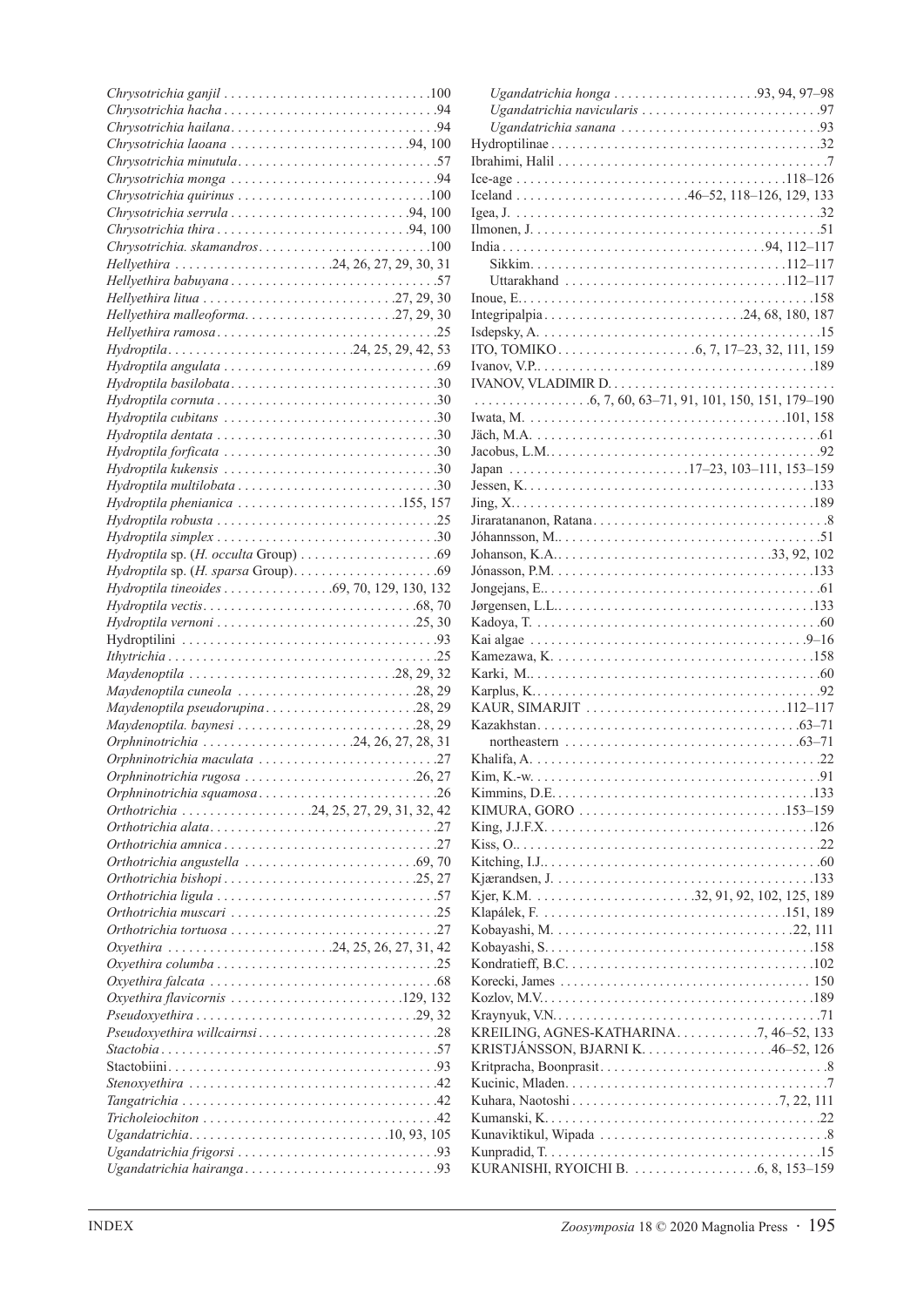*Chrysotrichia ganjil* . . . . . . . . . . . . . . . . . . . . . . . . . . . . . .100
*Chrysotrichia hacha* . . . . . . . . . . . . . . . . . . . . . . . . . . . . . . .94
*Chrysotrichia hailana* . . . . . . . . . . . . . . . . . . . . . . . . . . . . . .94
*Chrysotrichia laoana* . . . . . . . . . . . . . . . . . . . . . . . . . .94, 100
*Chrysotrichia minutula* . . . . . . . . . . . . . . . . . . . . . . . . . . . . .57
*Chrysotrichia monga* . . . . . . . . . . . . . . . . . . . . . . . . . . . . . .94
*Chrysotrichia quirinus* . . . . . . . . . . . . . . . . . . . . . . . . . . . .100
*Chrysotrichia serrula* . . . . . . . . . . . . . . . . . . . . . . . . . .94, 100
*Chrysotrichia thira* . . . . . . . . . . . . . . . . . . . . . . . . . . . .94, 100
*Chrysotrichia. skamandros* . . . . . . . . . . . . . . . . . . . . . . . . .100
*Hellyethira* . . . . . . . . . . . . . . . . . . . . . . .24, 26, 27, 29, 30, 31
*Hellyethira babuyana* . . . . . . . . . . . . . . . . . . . . . . . . . . . . . .57
*Hellyethira litua* . . . . . . . . . . . . . . . . . . . . . . . . . . . .27, 29, 30
*Hellyethira malleoforma* . . . . . . . . . . . . . . . . . . . . . .27, 29, 30
*Hellyethira ramosa* . . . . . . . . . . . . . . . . . . . . . . . . . . . . . . . .25
*Hydroptila* . . . . . . . . . . . . . . . . . . . . . . . . . . .24, 25, 29, 42, 53
*Hydroptila angulata* . . . . . . . . . . . . . . . . . . . . . . . . . . . . . . .69
*Hydroptila basilobata* . . . . . . . . . . . . . . . . . . . . . . . . . . . . . .30
*Hydroptila cornuta* . . . . . . . . . . . . . . . . . . . . . . . . . . . . . . . .30
*Hydroptila cubitans* . . . . . . . . . . . . . . . . . . . . . . . . . . . . . . .30
*Hydroptila dentata* . . . . . . . . . . . . . . . . . . . . . . . . . . . . . . . .30
*Hydroptila forficata* . . . . . . . . . . . . . . . . . . . . . . . . . . . . . . .30
*Hydroptila kukensis* . . . . . . . . . . . . . . . . . . . . . . . . . . . . . . .30
*Hydroptila multilobata* . . . . . . . . . . . . . . . . . . . . . . . . . . . . .30
*Hydroptila phenianica* . . . . . . . . . . . . . . . . . . . . . . . . .155, 157
*Hydroptila robusta* . . . . . . . . . . . . . . . . . . . . . . . . . . . . . . . .25
*Hydroptila simplex* . . . . . . . . . . . . . . . . . . . . . . . . . . . . . . . .30
*Hydroptila* sp. (*H. occulta* Group) . . . . . . . . . . . . . . . . . . . .69
*Hydroptila* sp. (*H. sparsa* Group) . . . . . . . . . . . . . . . . . . . . .69
*Hydroptila tineoides* . . . . . . . . . . . . . . . .69, 70, 129, 130, 132
*Hydroptila vectis* . . . . . . . . . . . . . . . . . . . . . . . . . . . . . . .68, 70
*Hydroptila vernoni* . . . . . . . . . . . . . . . . . . . . . . . . . . . . .25, 30
Hydroptilini . . . . . . . . . . . . . . . . . . . . . . . . . . . . . . . . . . . . .93
*Ithytrichia* . . . . . . . . . . . . . . . . . . . . . . . . . . . . . . . . . . . . . .25
*Maydenoptila* . . . . . . . . . . . . . . . . . . . . . . . . . . . . .28, 29, 32
*Maydenoptila cuneola* . . . . . . . . . . . . . . . . . . . . . . . . . .28, 29
*Maydenoptila pseudorupina* . . . . . . . . . . . . . . . . . . . . . . .28, 29
*Maydenoptila. baynesi* . . . . . . . . . . . . . . . . . . . . . . . . . .28, 29
*Orphninotrichia* . . . . . . . . . . . . . . . . . . . . . .24, 26, 27, 28, 31
*Orphninotrichia maculata* . . . . . . . . . . . . . . . . . . . . . . . . . .27
*Orphninotrichia rugosa* . . . . . . . . . . . . . . . . . . . . . . . . .26, 27
*Orphninotrichia squamosa* . . . . . . . . . . . . . . . . . . . . . . . . . .26
*Orthotrichia* . . . . . . . . . . . . . . . . . . .24, 25, 27, 29, 31, 32, 42
*Orthotrichia alata* . . . . . . . . . . . . . . . . . . . . . . . . . . . . . . . .27
*Orthotrichia amnica* . . . . . . . . . . . . . . . . . . . . . . . . . . . . . . .27
*Orthotrichia angustella* . . . . . . . . . . . . . . . . . . . . . . . . . .69, 70
*Orthotrichia bishopi* . . . . . . . . . . . . . . . . . . . . . . . . . . . .25, 27
*Orthotrichia ligula* . . . . . . . . . . . . . . . . . . . . . . . . . . . . . . . .57
*Orthotrichia muscari* . . . . . . . . . . . . . . . . . . . . . . . . . . . . . .25
*Orthotrichia tortuosa* . . . . . . . . . . . . . . . . . . . . . . . . . . . . . .27
*Oxyethira* . . . . . . . . . . . . . . . . . . . . . . . .24, 25, 26, 27, 31, 42
*Oxyethira columba* . . . . . . . . . . . . . . . . . . . . . . . . . . . . . . . .25
*Oxyethira falcata* . . . . . . . . . . . . . . . . . . . . . . . . . . . . . . . . .68
*Oxyethira flavicornis* . . . . . . . . . . . . . . . . . . . . . . . . . .129, 132
*Pseudoxyethira* . . . . . . . . . . . . . . . . . . . . . . . . . . . . . . . .29, 32
*Pseudoxyethira willcairnsi* . . . . . . . . . . . . . . . . . . . . . . . . . .28
*Stactobia* . . . . . . . . . . . . . . . . . . . . . . . . . . . . . . . . . . . . . . .57
Stactobiini . . . . . . . . . . . . . . . . . . . . . . . . . . . . . . . . . . . . . . .93
*Stenoxyethira* . . . . . . . . . . . . . . . . . . . . . . . . . . . . . . . . . . . .42
*Tangatrichia* . . . . . . . . . . . . . . . . . . . . . . . . . . . . . . . . . . . . .42
*Tricholeiochiton* . . . . . . . . . . . . . . . . . . . . . . . . . . . . . . . . . .42
*Ugandatrichia* . . . . . . . . . . . . . . . . . . . . . . . . . . . . . .10, 93, 105
*Ugandatrichia frigorsi* . . . . . . . . . . . . . . . . . . . . . . . . . . . . .93
*Ugandatrichia hairanga* . . . . . . . . . . . . . . . . . . . . . . . . . . . .93
*Ugandatrichia honga* . . . . . . . . . . . . . . . . . . . . . .93, 94, 97–98
*Ugandatrichia navicularis* . . . . . . . . . . . . . . . . . . . . . . . . . .97
*Ugandatrichia sanana* . . . . . . . . . . . . . . . . . . . . . . . . . . . . .93
Hydroptilinae . . . . . . . . . . . . . . . . . . . . . . . . . . . . . . . . . . . . .32
Ibrahimi, Halil . . . . . . . . . . . . . . . . . . . . . . . . . . . . . . . . . . . . .7
Ice-age . . . . . . . . . . . . . . . . . . . . . . . . . . . . . . . . . . . . .118–126
Iceland . . . . . . . . . . . . . . . . . . . . . . . .46–52, 118–126, 129, 133
Igea, J. . . . . . . . . . . . . . . . . . . . . . . . . . . . . . . . . . . . . . . . . . .32
Ilmonen, J. . . . . . . . . . . . . . . . . . . . . . . . . . . . . . . . . . . . . . . .51
India . . . . . . . . . . . . . . . . . . . . . . . . . . . . . . . . . . . . .94, 112–117
  Sikkim . . . . . . . . . . . . . . . . . . . . . . . . . . . . . . . . . . . .112–117
  Uttarakhand . . . . . . . . . . . . . . . . . . . . . . . . . . . . . . .112–117
Inoue, E. . . . . . . . . . . . . . . . . . . . . . . . . . . . . . . . . . . . . . . .158
Integripalpia . . . . . . . . . . . . . . . . . . . . . . . . . . . .24, 68, 180, 187
Isdepsky, A. . . . . . . . . . . . . . . . . . . . . . . . . . . . . . . . . . . . . . .15
ITO, TOMIKO . . . . . . . . . . . . . . . . . . . .6, 7, 17–23, 32, 111, 159
Ivanov, V.P. . . . . . . . . . . . . . . . . . . . . . . . . . . . . . . . . . . . . .189
IVANOV, VLADIMIR D. . . . . . . . . . . . . . . . . . . . . . . . . . . . . . . .
 . . . . . . . . . . . . . . . . .6, 7, 60, 63–71, 91, 101, 150, 151, 179–190
Iwata, M. . . . . . . . . . . . . . . . . . . . . . . . . . . . . . . . . . . . .101, 158
Jäch, M.A. . . . . . . . . . . . . . . . . . . . . . . . . . . . . . . . . . . . . . . .61
Jacobus, L.M. . . . . . . . . . . . . . . . . . . . . . . . . . . . . . . . . . . . . .92
Japan . . . . . . . . . . . . . . . . . . . . . . . . .17–23, 103–111, 153–159
Jessen, K. . . . . . . . . . . . . . . . . . . . . . . . . . . . . . . . . . . . . . . .133
Jing, X. . . . . . . . . . . . . . . . . . . . . . . . . . . . . . . . . . . . . . . . . .189
Jiraratananon, Ratana . . . . . . . . . . . . . . . . . . . . . . . . . . . . . . . .8
Jóhannsson, M. . . . . . . . . . . . . . . . . . . . . . . . . . . . . . . . . . . . .51
Johanson, K.A. . . . . . . . . . . . . . . . . . . . . . . . . . . . . . .33, 92, 102
Jónasson, P.M. . . . . . . . . . . . . . . . . . . . . . . . . . . . . . . . . . . .133
Jongejans, E. . . . . . . . . . . . . . . . . . . . . . . . . . . . . . . . . . . . . . .61
Jørgensen, L.L. . . . . . . . . . . . . . . . . . . . . . . . . . . . . . . . . . . .133
Kadoya, T. . . . . . . . . . . . . . . . . . . . . . . . . . . . . . . . . . . . . . . . .60
Kai algae . . . . . . . . . . . . . . . . . . . . . . . . . . . . . . . . . . . . . . .9–16
Kamezawa, K. . . . . . . . . . . . . . . . . . . . . . . . . . . . . . . . . . . . .158
Karki, M. . . . . . . . . . . . . . . . . . . . . . . . . . . . . . . . . . . . . . . . . .60
Karplus, K. . . . . . . . . . . . . . . . . . . . . . . . . . . . . . . . . . . . . . . . .92
KAUR, SIMARJIT . . . . . . . . . . . . . . . . . . . . . . . . . . . . . .112–117
Kazakhstan . . . . . . . . . . . . . . . . . . . . . . . . . . . . . . . . . . . . .63–71
  northeastern . . . . . . . . . . . . . . . . . . . . . . . . . . . . . . . . . .63–71
Khalifa, A. . . . . . . . . . . . . . . . . . . . . . . . . . . . . . . . . . . . . . . . .22
Kim, K.-w. . . . . . . . . . . . . . . . . . . . . . . . . . . . . . . . . . . . . . . . .91
Kimmins, D.E. . . . . . . . . . . . . . . . . . . . . . . . . . . . . . . . . . . . .133
KIMURA, GORO . . . . . . . . . . . . . . . . . . . . . . . . . . . . . . .153–159
King, J.J.F.X. . . . . . . . . . . . . . . . . . . . . . . . . . . . . . . . . . . . . .126
Kiss, O. . . . . . . . . . . . . . . . . . . . . . . . . . . . . . . . . . . . . . . . . . .22
Kitching, I.J. . . . . . . . . . . . . . . . . . . . . . . . . . . . . . . . . . . . . . .60
Kjærandsen, J. . . . . . . . . . . . . . . . . . . . . . . . . . . . . . . . . . . . .133
Kjer, K.M. . . . . . . . . . . . . . . . . . . . . . . .32, 91, 92, 102, 125, 189
Klapálek, F. . . . . . . . . . . . . . . . . . . . . . . . . . . . . . . . . . . .151, 189
Kobayashi, M. . . . . . . . . . . . . . . . . . . . . . . . . . . . . . . . . . .22, 111
Kobayashi, S. . . . . . . . . . . . . . . . . . . . . . . . . . . . . . . . . . . . . .158
Kondratieff, B.C. . . . . . . . . . . . . . . . . . . . . . . . . . . . . . . . . . .102
Korecki, James . . . . . . . . . . . . . . . . . . . . . . . . . . . . . . . . . . . 150
Kozlov, M.V. . . . . . . . . . . . . . . . . . . . . . . . . . . . . . . . . . . . . .189
Kraynyuk, V.N. . . . . . . . . . . . . . . . . . . . . . . . . . . . . . . . . . . . . .71
KREILING, AGNES-KATHARINA . . . . . . . . . . . . .7, 46–52, 133
KRISTJÁNSSON, BJARNI K. . . . . . . . . . . . . . . . . . . .46–52, 126
Kritpracha, Boonprasit . . . . . . . . . . . . . . . . . . . . . . . . . . . . . . . .8
Kucinic, Mladen . . . . . . . . . . . . . . . . . . . . . . . . . . . . . . . . . . . . .7
Kuhara, Naotoshi . . . . . . . . . . . . . . . . . . . . . . . . . . . . . .7, 22, 111
Kumanski, K. . . . . . . . . . . . . . . . . . . . . . . . . . . . . . . . . . . . . . .22
Kunaviktikul, Wipada . . . . . . . . . . . . . . . . . . . . . . . . . . . . . . . . .8
Kunpradit, T. . . . . . . . . . . . . . . . . . . . . . . . . . . . . . . . . . . . . . .15
KURANISHI, RYOICHI B. . . . . . . . . . . . . . . . . . . .6, 8, 153–159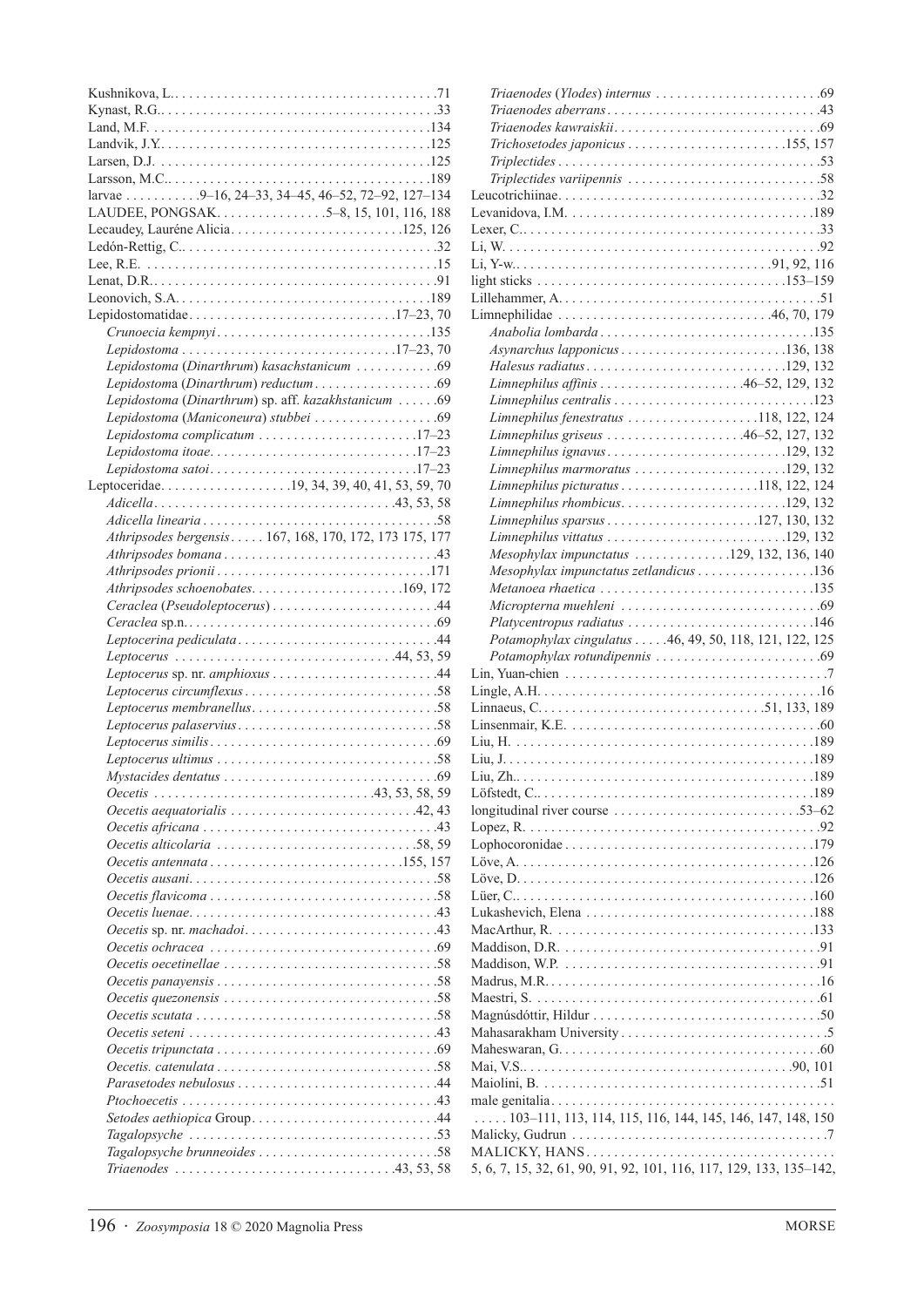Kushnikova, L. .71
Kynast, R.G. .33
Land, M.F. .134
Landvik, J.Y. .125
Larsen, D.J. .125
Larsson, M.C. .189
larvae .9–16, 24–33, 34–45, 46–52, 72–92, 127–134
LAUDEE, PONGSAK. .5–8, 15, 101, 116, 188
Lecaudey, Lauréne Alicia .125, 126
Ledón-Rettig, C. .32
Lee, R.E. .15
Lenat, D.R. .91
Leonovich, S.A. .189
Lepidostomatidae .17–23, 70
*Crunoecia kempnyi* .135
*Lepidostoma* .17–23, 70
*Lepidostoma* (*Dinarthrum*) *kasachstanicum* .69
*Lepidostoma* (*Dinarthrum*) *reductum* .69
*Lepidostoma* (*Dinarthrum*) sp. aff. *kazakhstanicum* .69
*Lepidostoma* (*Maniconeura*) *stubbei* .69
*Lepidostoma complicatum* .17–23
*Lepidostoma itoae* .17–23
*Lepidostoma satoi* .17–23
Leptoceridae .19, 34, 39, 40, 41, 53, 59, 70
*Adicella* .43, 53, 58
*Adicella linearia* .58
*Athripsodes bergensis* 167, 168, 170, 172, 173 175, 177
*Athripsodes bomana* .43
*Athripsodes prionii* .171
*Athripsodes schoenobates* .169, 172
*Ceraclea* (*Pseudoleptocerus*) .44
*Ceraclea* sp.n. .69
*Leptocerina pediculata* .44
*Leptocerus* .44, 53, 59
*Leptocerus* sp. nr. *amphioxus* .44
*Leptocerus circumflexus* .58
*Leptocerus membranellus* .58
*Leptocerus palaservius* .58
*Leptocerus similis* .69
*Leptocerus ultimus* .58
*Mystacides dentatus* .69
*Oecetis* .43, 53, 58, 59
*Oecetis aequatorialis* .42, 43
*Oecetis africana* .43
*Oecetis alticolaria* .58, 59
*Oecetis antennata* .155, 157
*Oecetis ausani* .58
*Oecetis flavicoma* .58
*Oecetis luenae* .43
*Oecetis* sp. nr. *machadoi* .43
*Oecetis ochracea* .69
*Oecetis oecetinellae* .58
*Oecetis panayensis* .58
*Oecetis quezonensis* .58
*Oecetis scutata* .58
*Oecetis seteni* .43
*Oecetis tripunctata* .69
*Oecetis. catenulata* .58
*Parasetodes nebulosus* .44
*Ptochoecetis* .43
*Setodes aethiopica* Group .44
*Tagalopsyche* .53
*Tagalopsyche brunneoides* .58
*Triaenodes* .43, 53, 58
*Triaenodes* (*Ylodes*) *internus* .69
*Triaenodes aberrans* .43
*Triaenodes kawraiskii* .69
*Trichosetodes japonicus* .155, 157
*Triplectides* .53
*Triplectides variipennis* .58
Leucotrichiinae .32
Levanidova, I.M. .189
Lexer, C. .33
Li, W. .92
Li, Y-w. .91, 92, 116
light sticks .153–159
Lillehammer, A. .51
Limnephilidae .46, 70, 179
*Anabolia lombarda* .135
*Asynarchus lapponicus* .136, 138
*Halesus radiatus* .129, 132
*Limnephilus affinis* .46–52, 129, 132
*Limnephilus centralis* .123
*Limnephilus fenestratus* .118, 122, 124
*Limnephilus griseus* .46–52, 127, 132
*Limnephilus ignavus* .129, 132
*Limnephilus marmoratus* .129, 132
*Limnephilus picturatus* .118, 122, 124
*Limnephilus rhombicus* .129, 132
*Limnephilus sparsus* .127, 130, 132
*Limnephilus vittatus* .129, 132
*Mesophylax impunctatus* .129, 132, 136, 140
*Mesophylax impunctatus zetlandicus* .136
*Metanoea rhaetica* .135
*Micropterna muehleni* .69
*Platycentropus radiatus* .146
*Potamophylax cingulatus* .46, 49, 50, 118, 121, 122, 125
*Potamophylax rotundipennis* .69
Lin, Yuan-chien .7
Lingle, A.H. .16
Linnaeus, C. .51, 133, 189
Linsenmair, K.E. .60
Liu, H. .189
Liu, J. .189
Liu, Zh. .189
Löfstedt, C. .189
longitudinal river course .53–62
Lopez, R. .92
Lophocoronidae .179
Löve, A. .126
Löve, D. .126
Lüer, C. .160
Lukashevich, Elena .188
MacArthur, R. .133
Maddison, D.R. .91
Maddison, W.P. .91
Madrus, M.R. .16
Maestri, S. .61
Magnúsdóttir, Hildur .50
Mahasarakham University .5
Maheswaran, G. .60
Mai, V.S. .90, 101
Maiolini, B. .51
male genitalia .103–111, 113, 114, 115, 116, 144, 145, 146, 147, 148, 150
Malicky, Gudrun .7
MALICKY, HANS 5, 6, 7, 15, 32, 61, 90, 91, 92, 101, 116, 117, 129, 133, 135–142,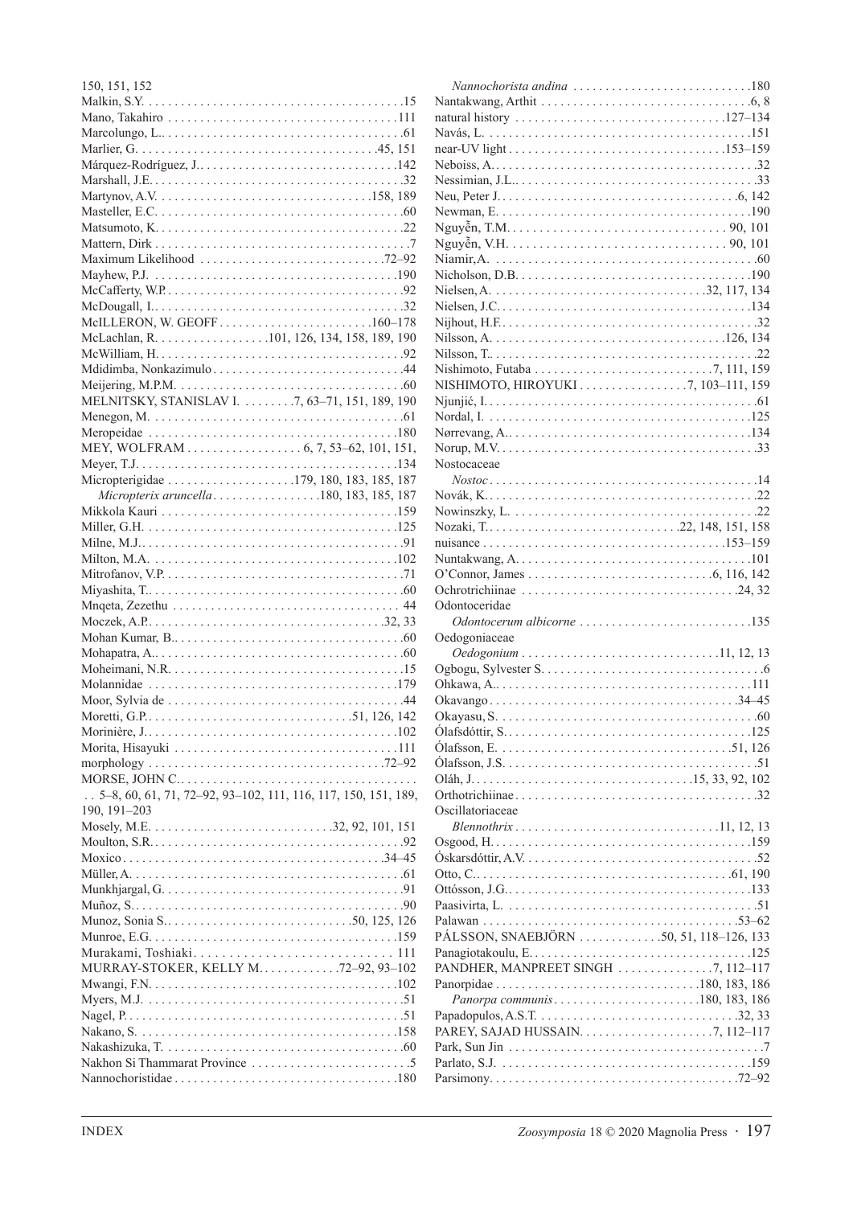150, 151, 152
Malkin, S.Y. . . . . . . . . . . . . . . . . . . . . . . . . . . . . . . . . . . . . . . . 15
Mano, Takahiro . . . . . . . . . . . . . . . . . . . . . . . . . . . . . . . . . . . 111
Marcolungo, L.. . . . . . . . . . . . . . . . . . . . . . . . . . . . . . . . . . . . . 61
Marlier, G. . . . . . . . . . . . . . . . . . . . . . . . . . . . . . . . . . . . . 45, 151
Márquez-Rodríguez, J.. . . . . . . . . . . . . . . . . . . . . . . . . . . . . . . 142
Marshall, J.E.. . . . . . . . . . . . . . . . . . . . . . . . . . . . . . . . . . . . . . 32
Martynov, A.V. . . . . . . . . . . . . . . . . . . . . . . . . . . . . . . . . 158, 189
Masteller, E.C. . . . . . . . . . . . . . . . . . . . . . . . . . . . . . . . . . . . . . 60
Matsumoto, K.. . . . . . . . . . . . . . . . . . . . . . . . . . . . . . . . . . . . . . 22
Mattern, Dirk . . . . . . . . . . . . . . . . . . . . . . . . . . . . . . . . . . . . . . . 7
Maximum Likelihood . . . . . . . . . . . . . . . . . . . . . . . . . . . . 72–92
Mayhew, P.J. . . . . . . . . . . . . . . . . . . . . . . . . . . . . . . . . . . . . . 190
McCafferty, W.P.. . . . . . . . . . . . . . . . . . . . . . . . . . . . . . . . . . . . 92
McDougall, I.. . . . . . . . . . . . . . . . . . . . . . . . . . . . . . . . . . . . . . . 32
McILLERON, W. GEOFF . . . . . . . . . . . . . . . . . . . . . . . 160–178
McLachlan, R. . . . . . . . . . . . . . . . . 101, 126, 134, 158, 189, 190
McWilliam, H.. . . . . . . . . . . . . . . . . . . . . . . . . . . . . . . . . . . . . . 92
Mdidimba, Nonkazimulo . . . . . . . . . . . . . . . . . . . . . . . . . . . . . 44
Meijering, M.P.M. . . . . . . . . . . . . . . . . . . . . . . . . . . . . . . . . . . . 60
MELNITSKY, STANISLAV I. . . . . . . . . 7, 63–71, 151, 189, 190
Menegon, M. . . . . . . . . . . . . . . . . . . . . . . . . . . . . . . . . . . . . . . 61
Meropeidae . . . . . . . . . . . . . . . . . . . . . . . . . . . . . . . . . . . . . . 180
MEY, WOLFRAM . . . . . . . . . . . . . . . . . . 6, 7, 53–62, 101, 151,
Meyer, T.J.. . . . . . . . . . . . . . . . . . . . . . . . . . . . . . . . . . . . . . . 134
Micropterigidae . . . . . . . . . . . . . . . . . . . . . 179, 180, 183, 185, 187
  *Micropterix aruncella* . . . . . . . . . . . . . . . . 180, 183, 185, 187
Mikkola Kauri . . . . . . . . . . . . . . . . . . . . . . . . . . . . . . . . . . . . 159
Miller, G.H. . . . . . . . . . . . . . . . . . . . . . . . . . . . . . . . . . . . . . . 125
Milne, M.J.. . . . . . . . . . . . . . . . . . . . . . . . . . . . . . . . . . . . . . . . 91
Milton, M.A. . . . . . . . . . . . . . . . . . . . . . . . . . . . . . . . . . . . . . 102
Mitrofanov, V.P.. . . . . . . . . . . . . . . . . . . . . . . . . . . . . . . . . . . . . 71
Miyashita, T.. . . . . . . . . . . . . . . . . . . . . . . . . . . . . . . . . . . . . . . 60
Mnqeta, Zezethu . . . . . . . . . . . . . . . . . . . . . . . . . . . . . . . . . . . 44
Moczek, A.P.. . . . . . . . . . . . . . . . . . . . . . . . . . . . . . . . . . . . 32, 33
Mohan Kumar, B.. . . . . . . . . . . . . . . . . . . . . . . . . . . . . . . . . . . 60
Mohapatra, A.. . . . . . . . . . . . . . . . . . . . . . . . . . . . . . . . . . . . . . 60
Moheimani, N.R.. . . . . . . . . . . . . . . . . . . . . . . . . . . . . . . . . . . . 15
Molannidae . . . . . . . . . . . . . . . . . . . . . . . . . . . . . . . . . . . . . . 179
Moor, Sylvia de . . . . . . . . . . . . . . . . . . . . . . . . . . . . . . . . . . . . 44
Moretti, G.P.. . . . . . . . . . . . . . . . . . . . . . . . . . . . . . . . 51, 126, 142
Morinière, J.. . . . . . . . . . . . . . . . . . . . . . . . . . . . . . . . . . . . . . 102
Morita, Hisayuki . . . . . . . . . . . . . . . . . . . . . . . . . . . . . . . . . . 111
morphology . . . . . . . . . . . . . . . . . . . . . . . . . . . . . . . . . . . . 72–92
MORSE, JOHN C.. . . . . . . . . . . . . . . . . . . . . . . . . . . . . . . . . . . .
. . 5–8, 60, 61, 71, 72–92, 93–102, 111, 116, 117, 150, 151, 189, 190, 191–203
Mosely, M.E. . . . . . . . . . . . . . . . . . . . . . . . . . . . 32, 92, 101, 151
Moulton, S.R.. . . . . . . . . . . . . . . . . . . . . . . . . . . . . . . . . . . . . . 92
Moxico . . . . . . . . . . . . . . . . . . . . . . . . . . . . . . . . . . . . . . . 34–45
Müller, A.. . . . . . . . . . . . . . . . . . . . . . . . . . . . . . . . . . . . . . . . . 61
Munkhjargal, G.. . . . . . . . . . . . . . . . . . . . . . . . . . . . . . . . . . . . 91
Muñoz, S.. . . . . . . . . . . . . . . . . . . . . . . . . . . . . . . . . . . . . . . . . 90
Munoz, Sonia S.. . . . . . . . . . . . . . . . . . . . . . . . . . . . . 50, 125, 126
Munroe, E.G.. . . . . . . . . . . . . . . . . . . . . . . . . . . . . . . . . . . . . 159
Murakami, Toshiaki. . . . . . . . . . . . . . . . . . . . . . . . . . . . . . . . 111
MURRAY-STOKER, KELLY M.. . . . . . . . . . . . 72–92, 93–102
Mwangi, F.N.. . . . . . . . . . . . . . . . . . . . . . . . . . . . . . . . . . . . . 102
Myers, M.J. . . . . . . . . . . . . . . . . . . . . . . . . . . . . . . . . . . . . . . . 51
Nagel, P.. . . . . . . . . . . . . . . . . . . . . . . . . . . . . . . . . . . . . . . . . . 51
Nakano, S. . . . . . . . . . . . . . . . . . . . . . . . . . . . . . . . . . . . . . . . 158
Nakashizuka, T. . . . . . . . . . . . . . . . . . . . . . . . . . . . . . . . . . . . . 60
Nakhon Si Thammarat Province . . . . . . . . . . . . . . . . . . . . . . . . 5
Nannochoristidae . . . . . . . . . . . . . . . . . . . . . . . . . . . . . . . . . . 180
  *Nannochorista andina* . . . . . . . . . . . . . . . . . . . . . . . . . . . 180
Nantakwang, Arthit . . . . . . . . . . . . . . . . . . . . . . . . . . . . . . . . 6, 8
natural history . . . . . . . . . . . . . . . . . . . . . . . . . . . . . . . . 127–134
Navás, L. . . . . . . . . . . . . . . . . . . . . . . . . . . . . . . . . . . . . . . . . 151
near-UV light . . . . . . . . . . . . . . . . . . . . . . . . . . . . . . . . . 153–159
Neboiss, A.. . . . . . . . . . . . . . . . . . . . . . . . . . . . . . . . . . . . . . . . 32
Nessimian, J.L.. . . . . . . . . . . . . . . . . . . . . . . . . . . . . . . . . . . . . 33
Neu, Peter J.. . . . . . . . . . . . . . . . . . . . . . . . . . . . . . . . . . . . . 6, 142
Newman, E. . . . . . . . . . . . . . . . . . . . . . . . . . . . . . . . . . . . . . . 190
Nguyễn, T.M.. . . . . . . . . . . . . . . . . . . . . . . . . . . . . . . . . . 90, 101
Nguyễn, V.H. . . . . . . . . . . . . . . . . . . . . . . . . . . . . . . . . . . 90, 101
Niamir,A. . . . . . . . . . . . . . . . . . . . . . . . . . . . . . . . . . . . . . . . . 60
Nicholson, D.B.. . . . . . . . . . . . . . . . . . . . . . . . . . . . . . . . . . . 190
Nielsen, A. . . . . . . . . . . . . . . . . . . . . . . . . . . . . . . . . . 32, 117, 134
Nielsen, J.C.. . . . . . . . . . . . . . . . . . . . . . . . . . . . . . . . . . . . . . 134
Nijhout, H.F.. . . . . . . . . . . . . . . . . . . . . . . . . . . . . . . . . . . . . . . 32
Nilsson, A. . . . . . . . . . . . . . . . . . . . . . . . . . . . . . . . . . . . . 126, 134
Nilsson, T.. . . . . . . . . . . . . . . . . . . . . . . . . . . . . . . . . . . . . . . . . 22
Nishimoto, Futaba . . . . . . . . . . . . . . . . . . . . . . . . . . . . . 7, 111, 159
NISHIMOTO, HIROYUKI . . . . . . . . . . . . . . . . . 7, 103–111, 159
Njunjić, I.. . . . . . . . . . . . . . . . . . . . . . . . . . . . . . . . . . . . . . . . . 61
Nordal, I. . . . . . . . . . . . . . . . . . . . . . . . . . . . . . . . . . . . . . . . . 125
Nørrevang, A.. . . . . . . . . . . . . . . . . . . . . . . . . . . . . . . . . . . . . 134
Norup, M.V.. . . . . . . . . . . . . . . . . . . . . . . . . . . . . . . . . . . . . . . . 33
Nostocaceae
  *Nostoc* . . . . . . . . . . . . . . . . . . . . . . . . . . . . . . . . . . . . . . . . . 14
Novák, K.. . . . . . . . . . . . . . . . . . . . . . . . . . . . . . . . . . . . . . . . . 22
Nowinszky, L. . . . . . . . . . . . . . . . . . . . . . . . . . . . . . . . . . . . . . 22
Nozaki, T.. . . . . . . . . . . . . . . . . . . . . . . . . . . . . . 22, 148, 151, 158
nuisance . . . . . . . . . . . . . . . . . . . . . . . . . . . . . . . . . . . . . 153–159
Nuntakwang, A.. . . . . . . . . . . . . . . . . . . . . . . . . . . . . . . . . . . . 101
O'Connor, James . . . . . . . . . . . . . . . . . . . . . . . . . . . . . 6, 116, 142
Ochrotrichiinae . . . . . . . . . . . . . . . . . . . . . . . . . . . . . . . . . . 24, 32
Odontoceridae
  *Odontocerum albicorne* . . . . . . . . . . . . . . . . . . . . . . . . . . 135
Oedogoniaceae
  *Oedogonium* . . . . . . . . . . . . . . . . . . . . . . . . . . . . . . . 11, 12, 13
Ogbogu, Sylvester S.. . . . . . . . . . . . . . . . . . . . . . . . . . . . . . . . . . 6
Ohkawa, A.. . . . . . . . . . . . . . . . . . . . . . . . . . . . . . . . . . . . . . . 111
Okavango . . . . . . . . . . . . . . . . . . . . . . . . . . . . . . . . . . . . . . 34–45
Okayasu, S. . . . . . . . . . . . . . . . . . . . . . . . . . . . . . . . . . . . . . . . 60
Ólafsdóttir, S.. . . . . . . . . . . . . . . . . . . . . . . . . . . . . . . . . . . . . 125
Ólafsson, E. . . . . . . . . . . . . . . . . . . . . . . . . . . . . . . . . . . . . 51, 126
Ólafsson, J.S.. . . . . . . . . . . . . . . . . . . . . . . . . . . . . . . . . . . . . . . 51
Oláh, J.. . . . . . . . . . . . . . . . . . . . . . . . . . . . . . . . . . . 15, 33, 92, 102
Orthotrichiinae . . . . . . . . . . . . . . . . . . . . . . . . . . . . . . . . . . . . . 32
Oscillatoriaceae
  *Blennothrix* . . . . . . . . . . . . . . . . . . . . . . . . . . . . . . . . 11, 12, 13
Osgood, H.. . . . . . . . . . . . . . . . . . . . . . . . . . . . . . . . . . . . . . . 159
Óskarsdóttir, A.V.. . . . . . . . . . . . . . . . . . . . . . . . . . . . . . . . . . . 52
Otto, C.. . . . . . . . . . . . . . . . . . . . . . . . . . . . . . . . . . . . . . . . 61, 190
Ottósson, J.G.. . . . . . . . . . . . . . . . . . . . . . . . . . . . . . . . . . . . . 133
Paasivirta, L. . . . . . . . . . . . . . . . . . . . . . . . . . . . . . . . . . . . . . . 51
Palawan . . . . . . . . . . . . . . . . . . . . . . . . . . . . . . . . . . . . . . . . 53–62
PÁLSSON, SNAEBJÖRN . . . . . . . . . . . . . 50, 51, 118–126, 133
Panagiotakoulu, E.. . . . . . . . . . . . . . . . . . . . . . . . . . . . . . . . . . 125
PANDHER, MANPREET SINGH . . . . . . . . . . . . . . . 7, 112–117
Panorpidae . . . . . . . . . . . . . . . . . . . . . . . . . . . . . . . . 180, 183, 186
  *Panorpa communis* . . . . . . . . . . . . . . . . . . . . . . . . 180, 183, 186
Papadopulos, A.S.T. . . . . . . . . . . . . . . . . . . . . . . . . . . . . . . . 32, 33
PAREY, SAJAD HUSSAIN. . . . . . . . . . . . . . . . . . . . . . 7, 112–117
Park, Sun Jin . . . . . . . . . . . . . . . . . . . . . . . . . . . . . . . . . . . . . . . 7
Parlato, S.J. . . . . . . . . . . . . . . . . . . . . . . . . . . . . . . . . . . . . . . 159
Parsimony. . . . . . . . . . . . . . . . . . . . . . . . . . . . . . . . . . . . . . . 72–92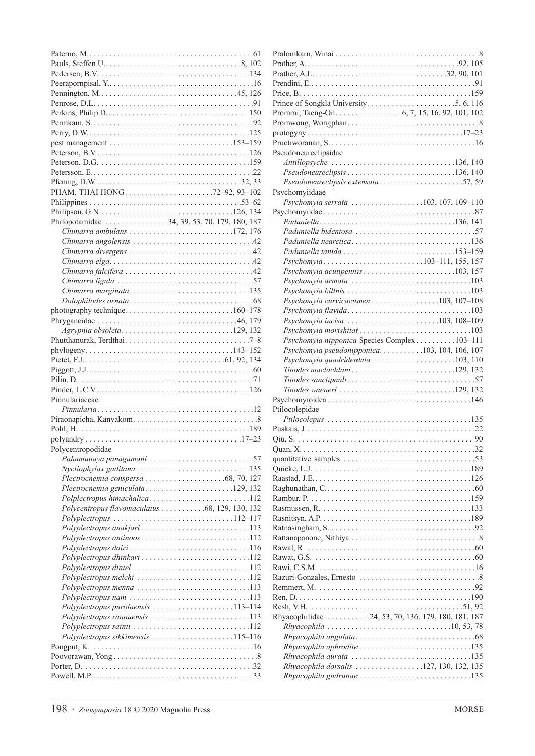Paterno, M. . . . . . 61
Pauls, Steffen U. . . . . . 8, 102
Pedersen, B.V. . . . . . 134
Peerapornpisal, Y. . . . . . 16
Pennington, M. . . . . . 45, 126
Penrose, D.L. . . . . . 91
Perkins, Philip D. . . . . . 150
Permkam, S. . . . . . 92
Perry, D.W. . . . . . 125
pest management . . . . . 153–159
Peterson, B.V. . . . . . 126
Peterson, D.G. . . . . . 159
Petersson, E. . . . . . 22
Pfennig, D.W. . . . . . 32, 33
PHAM, THAI HONG . . . . . 72–92, 93–102
Philippines . . . . . 53–62
Philipson, G.N. . . . . . 126, 134
Philopotamidae . . . . . 34, 39, 53, 70, 179, 180, 187
- *Chimarra ambulans* . . . . . 172, 176
- *Chimarra angolensis* . . . . . 42
- *Chimarra divergens* . . . . . 42
- *Chimarra elga* . . . . . 42
- *Chimarra falcifera* . . . . . 42
- *Chimarra ligula* . . . . . 57
- *Chimarra marginata* . . . . . 135
- *Dolophilodes ornata* . . . . . 68

photography technique . . . . . 160–178
Phryganeidae . . . . . 46, 179
- *Agrypnia obsoleta* . . . . . 129, 132

Phutthanurak, Terdthai . . . . . 7–8
phylogeny . . . . . 143–152
Pictet, F.J. . . . . . 61, 92, 134
Piggott, J.J. . . . . . 60
Pilin, D. . . . . . 71
Pinder, L.C.V. . . . . . 126
Pinnulariaceae
- *Pinnularia* . . . . . 12

Piraonapicha, Kanyakom . . . . . 8
Pohl, H. . . . . . 189
polyandry . . . . . 17–23
Polycentropodidae
- *Pahamunaya panagumani* . . . . . 57
- *Nyctiophylax gaditana* . . . . . 135
- *Plectrocnemia conspersa* . . . . . 68, 70, 127
- *Plectrocnemia geniculata* . . . . . 129, 132
- *Polplectropus himachalica* . . . . . 112
- *Polycentropus flavomaculatus* . . . . . 68, 129, 130, 132
- *Polyplectropus* . . . . . 112–117
- *Polyplectropus anakjari* . . . . . 113
- *Polyplectropus antinoos* . . . . . 112
- *Polyplectropus dairi* . . . . . 116
- *Polyplectropus dhinkari* . . . . . 112
- *Polyplectropus diniel* . . . . . 112
- *Polyplectropus melchi* . . . . . 112
- *Polyplectropus menna* . . . . . 113
- *Polyplectropus nam* . . . . . 113
- *Polyplectropus purolaensis* . . . . . 113–114
- *Polyplectropus ranauensis* . . . . . 113
- *Polyplectropus sainii* . . . . . 112
- *Polyplectropus sikkimensis* . . . . . 115–116

Pongput, K. . . . . . 16
Poovorawan, Yong . . . . . 8
Porter, D. . . . . . 32
Powell, M.P. . . . . . 33

Pralomkarn, Winai . . . . . 8
Prather, A. . . . . . 92, 105
Prather, A.L. . . . . . 32, 90, 101
Prendini, E. . . . . . 91
Price, B. . . . . . 159
Prince of Songkla University . . . . . 5, 6, 116
Prommi, Taeng-On . . . . . 6, 7, 15, 16, 92, 101, 102
Promwong, Wongphan . . . . . 8
protogyny . . . . . 17–23
Pruetiworanan, S. . . . . . 16
Pseudoneureclipsidae
- *Antillopsyche* . . . . . 136, 140
- *Pseudoneureclipsis* . . . . . 136, 140
- *Pseudoneureclipsis extensata* . . . . . 57, 59

Psychomyiidaae
- *Psychomyia serrata* . . . . . 103, 107, 109–110

Psychomyiidae . . . . . 87
- *Paduniella* . . . . . 136, 141
- *Paduniella bidentosa* . . . . . 57
- *Paduniella nearctica* . . . . . 136
- *Paduniella tanida* . . . . . 153–159
- *Psychomyia* . . . . . 103–111, 155, 157
- *Psychomyia acutipennis* . . . . . 103, 157
- *Psychomyia armata* . . . . . 103
- *Psychomyia billnis* . . . . . 103
- *Psychomyia curvicacumen* . . . . . 103, 107–108
- *Psychomyia flavida* . . . . . 103
- *Psychomyia incisa* . . . . . 103, 108–109
- *Psychomyia morishitai* . . . . . 103
- *Psychomyia nipponica* Species Complex . . . . . 103–111
- *Psychomyia pseudonipponica* . . . . . 103, 104, 106, 107
- *Psychomyia quadridentata* . . . . . 103, 110
- *Tinodes maclachlani* . . . . . 129, 132
- *Tinodes sanctipauli* . . . . . 57
- *Tinodes waeneri* . . . . . 129, 132

Psychomyioidea . . . . . 146
Ptilocolepidae
- *Ptilocolepus* . . . . . 135

Puskais, J. . . . . . 22
Qiu, S. . . . . . 90
Quan, X. . . . . . 32
quantitative samples . . . . . 53
Quicke, L.J. . . . . . 189
Raastad, J.E. . . . . . 126
Raghunathan, C. . . . . . 60
Rambur, P. . . . . . 159
Rasmussen, R. . . . . . 133
Rasnitsyn, A.P. . . . . . 189
Ratnasingham, S. . . . . . 92
Rattanapanone, Nithiya . . . . . 8
Rawal, R. . . . . . 60
Rawat, G.S. . . . . . 60
Rawi, C.S.M. . . . . . 16
Razuri-Gonzales, Ernesto . . . . . 8
Remmert, M. . . . . . 92
Ren, D. . . . . . 190
Resh, V.H. . . . . . 51, 92
Rhyacophilidae . . . . . 24, 53, 70, 136, 179, 180, 181, 187
- *Rhyacophila* . . . . . 10, 53, 78
- *Rhyacophila angulata* . . . . . 68
- *Rhyacophila aphrodite* . . . . . 135
- *Rhyacophila aurata* . . . . . 135
- *Rhyacophila dorsalis* . . . . . 127, 130, 132, 135
- *Rhyacophila gudrunae* . . . . . 135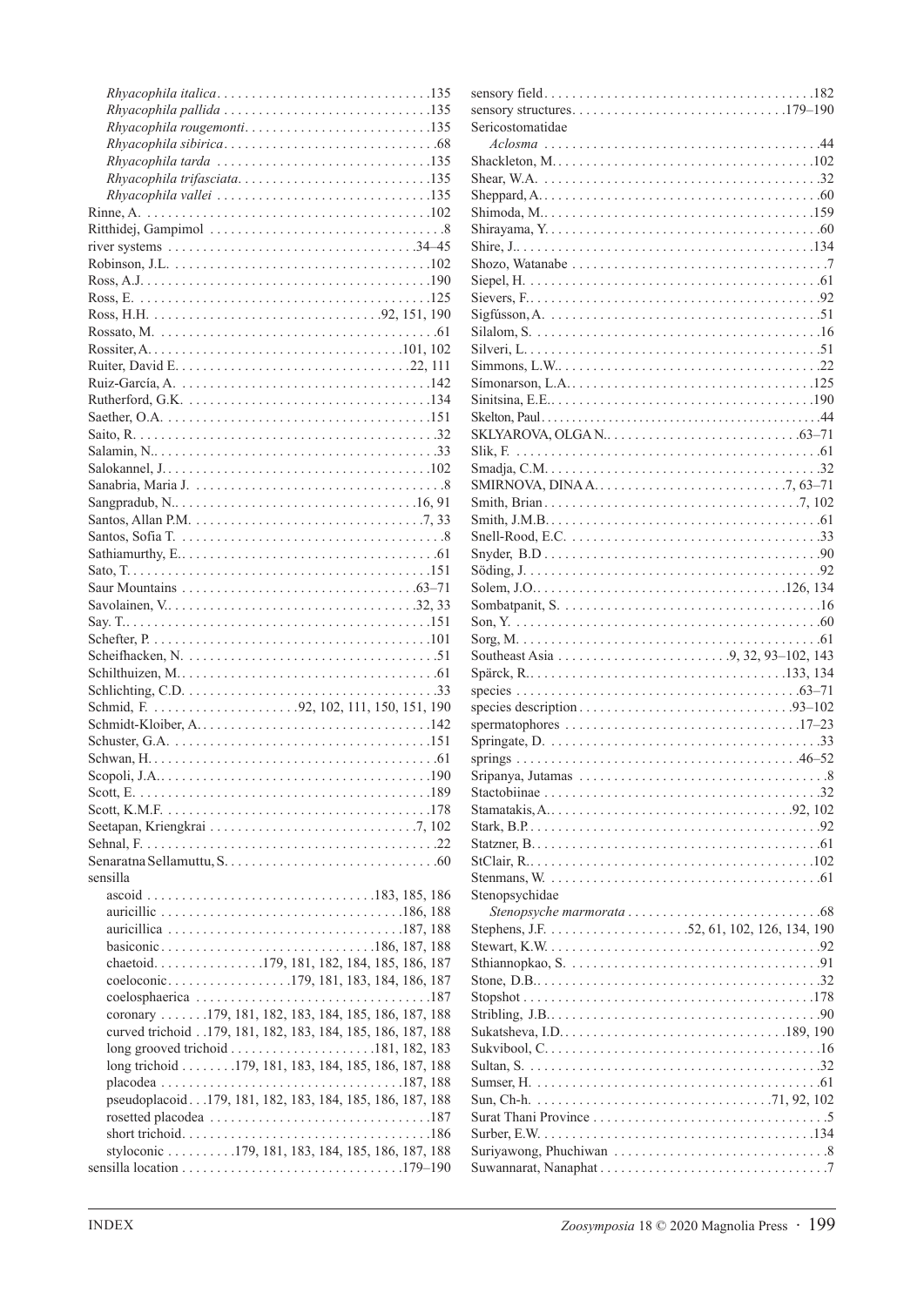*Rhyacophila italica* . . . . . . . . . . . . . . . . . . . . . . . . . . . . . . 135
*Rhyacophila pallida* . . . . . . . . . . . . . . . . . . . . . . . . . . . . . 135
*Rhyacophila rougemonti* . . . . . . . . . . . . . . . . . . . . . . . . . . . 135
*Rhyacophila sibirica* . . . . . . . . . . . . . . . . . . . . . . . . . . . . . . 68
*Rhyacophila tarda* . . . . . . . . . . . . . . . . . . . . . . . . . . . . . . 135
*Rhyacophila trifasciata* . . . . . . . . . . . . . . . . . . . . . . . . . . . . 135
*Rhyacophila vallei* . . . . . . . . . . . . . . . . . . . . . . . . . . . . . . 135
Rinne, A. . . . . . . . . . . . . . . . . . . . . . . . . . . . . . . . . . . . . . . . 102
Ritthidej, Gampimol . . . . . . . . . . . . . . . . . . . . . . . . . . . . . . . . . 8
river systems . . . . . . . . . . . . . . . . . . . . . . . . . . . . . . . . . . . 34–45
Robinson, J.L. . . . . . . . . . . . . . . . . . . . . . . . . . . . . . . . . . . . . 102
Ross, A.J. . . . . . . . . . . . . . . . . . . . . . . . . . . . . . . . . . . . . . . . 190
Ross, E. . . . . . . . . . . . . . . . . . . . . . . . . . . . . . . . . . . . . . . . . 125
Ross, H.H. . . . . . . . . . . . . . . . . . . . . . . . . . . . . . . . . 92, 151, 190
Rossato, M. . . . . . . . . . . . . . . . . . . . . . . . . . . . . . . . . . . . . . . . 61
Rossiter, A. . . . . . . . . . . . . . . . . . . . . . . . . . . . . . . . . . . . 101, 102
Ruiter, David E. . . . . . . . . . . . . . . . . . . . . . . . . . . . . . . . . 22, 111
Ruiz-García, A. . . . . . . . . . . . . . . . . . . . . . . . . . . . . . . . . . . . 142
Rutherford, G.K. . . . . . . . . . . . . . . . . . . . . . . . . . . . . . . . . . . 134
Saether, O.A. . . . . . . . . . . . . . . . . . . . . . . . . . . . . . . . . . . . . . 151
Saito, R. . . . . . . . . . . . . . . . . . . . . . . . . . . . . . . . . . . . . . . . . . 32
Salamin, N. . . . . . . . . . . . . . . . . . . . . . . . . . . . . . . . . . . . . . . . 33
Salokannel, J. . . . . . . . . . . . . . . . . . . . . . . . . . . . . . . . . . . . . . 102
Sanabria, Maria J. . . . . . . . . . . . . . . . . . . . . . . . . . . . . . . . . . . . 8
Sangpradub, N. . . . . . . . . . . . . . . . . . . . . . . . . . . . . . . . . . . 16, 91
Santos, Allan P.M. . . . . . . . . . . . . . . . . . . . . . . . . . . . . . . . . . 7, 33
Santos, Sofia T. . . . . . . . . . . . . . . . . . . . . . . . . . . . . . . . . . . . . . 8
Sathiamurthy, E. . . . . . . . . . . . . . . . . . . . . . . . . . . . . . . . . . . . . 61
Sato, T. . . . . . . . . . . . . . . . . . . . . . . . . . . . . . . . . . . . . . . . . . 151
Saur Mountains . . . . . . . . . . . . . . . . . . . . . . . . . . . . . . . . . . 63–71
Savolainen, V. . . . . . . . . . . . . . . . . . . . . . . . . . . . . . . . . . . . 32, 33
Say. T. . . . . . . . . . . . . . . . . . . . . . . . . . . . . . . . . . . . . . . . . . . 151
Schefter, P. . . . . . . . . . . . . . . . . . . . . . . . . . . . . . . . . . . . . . . . 101
Scheifhacken, N. . . . . . . . . . . . . . . . . . . . . . . . . . . . . . . . . . . . . 51
Schilthuizen, M. . . . . . . . . . . . . . . . . . . . . . . . . . . . . . . . . . . . . 61
Schlichting, C.D. . . . . . . . . . . . . . . . . . . . . . . . . . . . . . . . . . . . . 33
Schmid, F. . . . . . . . . . . . . . . . . . . . . . . . 92, 102, 111, 150, 151, 190
Schmidt-Kloiber, A. . . . . . . . . . . . . . . . . . . . . . . . . . . . . . . . . . 142
Schuster, G.A. . . . . . . . . . . . . . . . . . . . . . . . . . . . . . . . . . . . . . 151
Schwan, H. . . . . . . . . . . . . . . . . . . . . . . . . . . . . . . . . . . . . . . . . 61
Scopoli, J.A. . . . . . . . . . . . . . . . . . . . . . . . . . . . . . . . . . . . . . . 190
Scott, E. . . . . . . . . . . . . . . . . . . . . . . . . . . . . . . . . . . . . . . . . . 189
Scott, K.M.F. . . . . . . . . . . . . . . . . . . . . . . . . . . . . . . . . . . . . . . 178
Seetapan, Kriengkrai . . . . . . . . . . . . . . . . . . . . . . . . . . . . . . . 7, 102
Sehnal, F. . . . . . . . . . . . . . . . . . . . . . . . . . . . . . . . . . . . . . . . . . 22
Senaratna Sellamuttu, S. . . . . . . . . . . . . . . . . . . . . . . . . . . . . . . 60
sensilla
  ascoid . . . . . . . . . . . . . . . . . . . . . . . . . . . . . . . . . . 183, 185, 186
  auricillic . . . . . . . . . . . . . . . . . . . . . . . . . . . . . . . . . . . . 186, 188
  auricillica . . . . . . . . . . . . . . . . . . . . . . . . . . . . . . . . . . . 187, 188
  basiconic . . . . . . . . . . . . . . . . . . . . . . . . . . . . . . . . . 186, 187, 188
  chaetoid . . . . . . . . . . . . . . . . . 179, 181, 182, 184, 185, 186, 187
  coeloconic . . . . . . . . . . . . . . . . . . 179, 181, 183, 184, 186, 187
  coelosphaerica . . . . . . . . . . . . . . . . . . . . . . . . . . . . . . . . . . . 187
  coronary . . . . . . . 179, 181, 182, 183, 184, 185, 186, 187, 188
  curved trichoid . . 179, 181, 182, 183, 184, 185, 186, 187, 188
  long grooved trichoid . . . . . . . . . . . . . . . . . . . . . . . . 181, 182, 183
  long trichoid . . . . . . . . 179, 181, 183, 184, 185, 186, 187, 188
  placodea . . . . . . . . . . . . . . . . . . . . . . . . . . . . . . . . . . . . 187, 188
  pseudoplacoid . . . 179, 181, 182, 183, 184, 185, 186, 187, 188
  rosetted placodea . . . . . . . . . . . . . . . . . . . . . . . . . . . . . . . . . 187
  short trichoid . . . . . . . . . . . . . . . . . . . . . . . . . . . . . . . . . . . . . 186
  styloconic . . . . . . . . . . 179, 181, 183, 184, 185, 186, 187, 188
sensilla location . . . . . . . . . . . . . . . . . . . . . . . . . . . . . . . . . 179–190
sensory field . . . . . . . . . . . . . . . . . . . . . . . . . . . . . . . . . . . . . . . 182
sensory structures . . . . . . . . . . . . . . . . . . . . . . . . . . . . . . . . 179–190
Sericostomatidae
  *Aclosma* . . . . . . . . . . . . . . . . . . . . . . . . . . . . . . . . . . . . . . . . 44
Shackleton, M. . . . . . . . . . . . . . . . . . . . . . . . . . . . . . . . . . . . . . 102
Shear, W.A. . . . . . . . . . . . . . . . . . . . . . . . . . . . . . . . . . . . . . . . . 32
Sheppard, A. . . . . . . . . . . . . . . . . . . . . . . . . . . . . . . . . . . . . . . . 60
Shimoda, M. . . . . . . . . . . . . . . . . . . . . . . . . . . . . . . . . . . . . . . . 159
Shirayama, Y. . . . . . . . . . . . . . . . . . . . . . . . . . . . . . . . . . . . . . . . 60
Shire, J. . . . . . . . . . . . . . . . . . . . . . . . . . . . . . . . . . . . . . . . . . . 134
Shozo, Watanabe . . . . . . . . . . . . . . . . . . . . . . . . . . . . . . . . . . . . . 7
Siepel, H. . . . . . . . . . . . . . . . . . . . . . . . . . . . . . . . . . . . . . . . . . . 61
Sievers, F. . . . . . . . . . . . . . . . . . . . . . . . . . . . . . . . . . . . . . . . . . 92
Sigfússon, A. . . . . . . . . . . . . . . . . . . . . . . . . . . . . . . . . . . . . . . . 51
Silalom, S. . . . . . . . . . . . . . . . . . . . . . . . . . . . . . . . . . . . . . . . . . 16
Silveri, L. . . . . . . . . . . . . . . . . . . . . . . . . . . . . . . . . . . . . . . . . . . 51
Simmons, L.W. . . . . . . . . . . . . . . . . . . . . . . . . . . . . . . . . . . . . . . 22
Símonarson, L.A. . . . . . . . . . . . . . . . . . . . . . . . . . . . . . . . . . . . 125
Sinitsina, E.E. . . . . . . . . . . . . . . . . . . . . . . . . . . . . . . . . . . . . . . 190
Skelton, Paul . . . . . . . . . . . . . . . . . . . . . . . . . . . . . . . . . . . . . . . . 44
SKLYAROVA, OLGA N. . . . . . . . . . . . . . . . . . . . . . . . . . . . . . 63–71
Slik, F. . . . . . . . . . . . . . . . . . . . . . . . . . . . . . . . . . . . . . . . . . . . . 61
Smadja, C.M. . . . . . . . . . . . . . . . . . . . . . . . . . . . . . . . . . . . . . . . 32
SMIRNOVA, DINA A. . . . . . . . . . . . . . . . . . . . . . . . . . . . . . 7, 63–71
Smith, Brian . . . . . . . . . . . . . . . . . . . . . . . . . . . . . . . . . . . . . 7, 102
Smith, J.M.B. . . . . . . . . . . . . . . . . . . . . . . . . . . . . . . . . . . . . . . . 61
Snell-Rood, E.C. . . . . . . . . . . . . . . . . . . . . . . . . . . . . . . . . . . . . . 33
Snyder, B.D . . . . . . . . . . . . . . . . . . . . . . . . . . . . . . . . . . . . . . . . 90
Söding, J. . . . . . . . . . . . . . . . . . . . . . . . . . . . . . . . . . . . . . . . . . . 92
Solem, J.O. . . . . . . . . . . . . . . . . . . . . . . . . . . . . . . . . . . . . . 126, 134
Sombatpanit, S. . . . . . . . . . . . . . . . . . . . . . . . . . . . . . . . . . . . . . . 16
Son, Y. . . . . . . . . . . . . . . . . . . . . . . . . . . . . . . . . . . . . . . . . . . . . 60
Sorg, M. . . . . . . . . . . . . . . . . . . . . . . . . . . . . . . . . . . . . . . . . . . . 61
Southeast Asia . . . . . . . . . . . . . . . . . . . . . . . . . . . 9, 32, 93–102, 143
Spärck, R. . . . . . . . . . . . . . . . . . . . . . . . . . . . . . . . . . . . . . . 133, 134
species . . . . . . . . . . . . . . . . . . . . . . . . . . . . . . . . . . . . . . . . . 63–71
species description . . . . . . . . . . . . . . . . . . . . . . . . . . . . . . . . 93–102
spermatophores . . . . . . . . . . . . . . . . . . . . . . . . . . . . . . . . . . . 17–23
Springate, D. . . . . . . . . . . . . . . . . . . . . . . . . . . . . . . . . . . . . . . . . 33
springs . . . . . . . . . . . . . . . . . . . . . . . . . . . . . . . . . . . . . . . . . 46–52
Sripanya, Jutamas . . . . . . . . . . . . . . . . . . . . . . . . . . . . . . . . . . . . . 8
Stactobiinae . . . . . . . . . . . . . . . . . . . . . . . . . . . . . . . . . . . . . . . . 32
Stamatakis, A. . . . . . . . . . . . . . . . . . . . . . . . . . . . . . . . . . . . . 92, 102
Stark, B.P. . . . . . . . . . . . . . . . . . . . . . . . . . . . . . . . . . . . . . . . . . . 92
Statzner, B. . . . . . . . . . . . . . . . . . . . . . . . . . . . . . . . . . . . . . . . . . 61
StClair, R. . . . . . . . . . . . . . . . . . . . . . . . . . . . . . . . . . . . . . . . . . 102
Stenmans, W. . . . . . . . . . . . . . . . . . . . . . . . . . . . . . . . . . . . . . . . . 61
Stenopsychidae
  *Stenopsyche marmorata* . . . . . . . . . . . . . . . . . . . . . . . . . . . . . 68
Stephens, J.F. . . . . . . . . . . . . . . . . . . . . . . . 52, 61, 102, 126, 134, 190
Stewart, K.W. . . . . . . . . . . . . . . . . . . . . . . . . . . . . . . . . . . . . . . . 92
Sthiannopkao, S. . . . . . . . . . . . . . . . . . . . . . . . . . . . . . . . . . . . . . 91
Stone, D.B. . . . . . . . . . . . . . . . . . . . . . . . . . . . . . . . . . . . . . . . . . 32
Stopshot . . . . . . . . . . . . . . . . . . . . . . . . . . . . . . . . . . . . . . . . . . 178
Stribling, J.B. . . . . . . . . . . . . . . . . . . . . . . . . . . . . . . . . . . . . . . . 90
Sukatsheva, I.D. . . . . . . . . . . . . . . . . . . . . . . . . . . . . . . . . . . 189, 190
Sukvibool, C. . . . . . . . . . . . . . . . . . . . . . . . . . . . . . . . . . . . . . . . . 16
Sultan, S. . . . . . . . . . . . . . . . . . . . . . . . . . . . . . . . . . . . . . . . . . . 32
Sumser, H. . . . . . . . . . . . . . . . . . . . . . . . . . . . . . . . . . . . . . . . . . 61
Sun, Ch-h. . . . . . . . . . . . . . . . . . . . . . . . . . . . . . . . . . . . . 71, 92, 102
Surat Thani Province . . . . . . . . . . . . . . . . . . . . . . . . . . . . . . . . . . . 5
Surber, E.W. . . . . . . . . . . . . . . . . . . . . . . . . . . . . . . . . . . . . . . . 134
Suriyawong, Phuchiwan . . . . . . . . . . . . . . . . . . . . . . . . . . . . . . . . 8
Suwannarat, Nanaphat . . . . . . . . . . . . . . . . . . . . . . . . . . . . . . . . . 7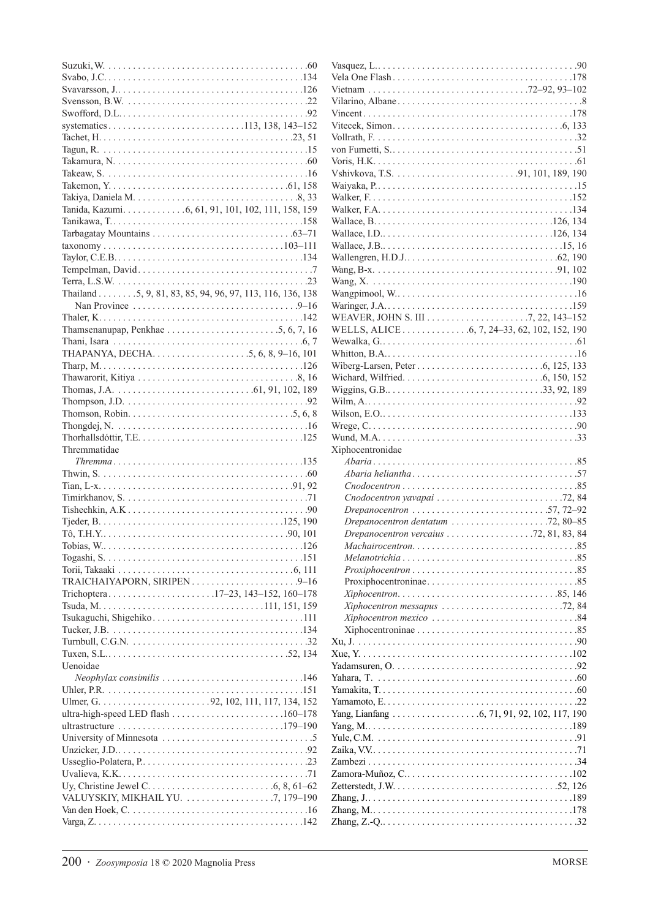Suzuki, W. . . . . . . . . . . . . . . . . . . . . . . . . . . . . . . . . . . . . . . . . .60
Svabo, J.C. . . . . . . . . . . . . . . . . . . . . . . . . . . . . . . . . . . . . . . . .134
Svavarsson, J. . . . . . . . . . . . . . . . . . . . . . . . . . . . . . . . . . . . . . .126
Svensson, B.W. . . . . . . . . . . . . . . . . . . . . . . . . . . . . . . . . . . . . .22
Swofford, D.L. . . . . . . . . . . . . . . . . . . . . . . . . . . . . . . . . . . . . . .92
systematics . . . . . . . . . . . . . . . . . . . . . . . . . . .113, 138, 143–152
Tachet, H. . . . . . . . . . . . . . . . . . . . . . . . . . . . . . . . . . . . . . .23, 51
Tagun, R. . . . . . . . . . . . . . . . . . . . . . . . . . . . . . . . . . . . . . . . . .15
Takamura, N. . . . . . . . . . . . . . . . . . . . . . . . . . . . . . . . . . . . . . . .60
Takeaw, S. . . . . . . . . . . . . . . . . . . . . . . . . . . . . . . . . . . . . . . . . .16
Takemon, Y. . . . . . . . . . . . . . . . . . . . . . . . . . . . . . . . . . . . .61, 158
Takiya, Daniela M. . . . . . . . . . . . . . . . . . . . . . . . . . . . . . . . . .8, 33
Tanida, Kazumi. . . . . . . . . . . . .6, 61, 91, 101, 102, 111, 158, 159
Tanikawa, T. . . . . . . . . . . . . . . . . . . . . . . . . . . . . . . . . . . . . . .158
Tarbagatay Mountains . . . . . . . . . . . . . . . . . . . . . . . . . . . . .63–71
taxonomy . . . . . . . . . . . . . . . . . . . . . . . . . . . . . . . . . . . . .103–111
Taylor, C.E.B. . . . . . . . . . . . . . . . . . . . . . . . . . . . . . . . . . . . . . .134
Tempelman, David . . . . . . . . . . . . . . . . . . . . . . . . . . . . . . . . . . . .7
Terra, L.S.W. . . . . . . . . . . . . . . . . . . . . . . . . . . . . . . . . . . . . . . .23
Thailand . . . . . . . .5, 9, 81, 83, 85, 94, 96, 97, 113, 116, 136, 138
  Nan Province . . . . . . . . . . . . . . . . . . . . . . . . . . . . . . . . . .9–16
Thaler, K. . . . . . . . . . . . . . . . . . . . . . . . . . . . . . . . . . . . . . . . . .142
Thamsenanupap, Penkhae . . . . . . . . . . . . . . . . . . . . . . .5, 6, 7, 16
Thani, Isara . . . . . . . . . . . . . . . . . . . . . . . . . . . . . . . . . . . . . . .6, 7
THAPANYA, DECHA. . . . . . . . . . . . . . . . . . . .5, 6, 8, 9–16, 101
Tharp, M. . . . . . . . . . . . . . . . . . . . . . . . . . . . . . . . . . . . . . . . . .126
Thawarorit, Kitiya . . . . . . . . . . . . . . . . . . . . . . . . . . . . . . . . . .8, 16
Thomas, J.A. . . . . . . . . . . . . . . . . . . . . . . . . . . .61, 91, 102, 189
Thompson, J.D. . . . . . . . . . . . . . . . . . . . . . . . . . . . . . . . . . . . . .92
Thomson, Robin. . . . . . . . . . . . . . . . . . . . . . . . . . . . . . . . . .5, 6, 8
Thongdej, N. . . . . . . . . . . . . . . . . . . . . . . . . . . . . . . . . . . . . . . .16
Thorhallsdóttir, T.E. . . . . . . . . . . . . . . . . . . . . . . . . . . . . . . . . .125
Thremmatidae
  *Thremma* . . . . . . . . . . . . . . . . . . . . . . . . . . . . . . . . . . . . . . .135
Thwin, S. . . . . . . . . . . . . . . . . . . . . . . . . . . . . . . . . . . . . . . . . . .60
Tian, L-x. . . . . . . . . . . . . . . . . . . . . . . . . . . . . . . . . . . . . . . .91, 92
Timirkhanov, S. . . . . . . . . . . . . . . . . . . . . . . . . . . . . . . . . . . . . .71
Tishechkin, A.K . . . . . . . . . . . . . . . . . . . . . . . . . . . . . . . . . . . . .90
Tjeder, B. . . . . . . . . . . . . . . . . . . . . . . . . . . . . . . . . . . . . . .125, 190
Tô, T.H.Y.. . . . . . . . . . . . . . . . . . . . . . . . . . . . . . . . . . . . . . .90, 101
Tobias, W.. . . . . . . . . . . . . . . . . . . . . . . . . . . . . . . . . . . . . . . . .126
Togashi, S. . . . . . . . . . . . . . . . . . . . . . . . . . . . . . . . . . . . . . . . .151
Torii, Takaaki . . . . . . . . . . . . . . . . . . . . . . . . . . . . . . . . . . . . .6, 111
TRAICHAIYAPORN, SIRIPEN . . . . . . . . . . . . . . . . . . . . . . .9–16
Trichoptera . . . . . . . . . . . . . . . . . . . . . .17–23, 143–152, 160–178
Tsuda, M. . . . . . . . . . . . . . . . . . . . . . . . . . . . . . . . . . .111, 151, 159
Tsukaguchi, Shigehiko . . . . . . . . . . . . . . . . . . . . . . . . . . . . . . .111
Tucker, J.B. . . . . . . . . . . . . . . . . . . . . . . . . . . . . . . . . . . . . . . .134
Turnbull, C.G.N. . . . . . . . . . . . . . . . . . . . . . . . . . . . . . . . . . . . . .32
Tuxen, S.L. . . . . . . . . . . . . . . . . . . . . . . . . . . . . . . . . . . . . . .52, 134
Uenoidae
  *Neophylax consimilis* . . . . . . . . . . . . . . . . . . . . . . . . . . . . .146
Uhler, P.R. . . . . . . . . . . . . . . . . . . . . . . . . . . . . . . . . . . . . . . . .151
Ulmer, G. . . . . . . . . . . . . . . . . . . . . . .92, 102, 111, 117, 134, 152
ultra-high-speed LED flash . . . . . . . . . . . . . . . . . . . . . . . .160–178
ultrastructure . . . . . . . . . . . . . . . . . . . . . . . . . . . . . . . . . . .179–190
University of Minnesota . . . . . . . . . . . . . . . . . . . . . . . . . . . . . . .5
Unzicker, J.D.. . . . . . . . . . . . . . . . . . . . . . . . . . . . . . . . . . . . . . .92
Usseglio-Polatera, P.. . . . . . . . . . . . . . . . . . . . . . . . . . . . . . . . . .23
Uvalieva, K.K.. . . . . . . . . . . . . . . . . . . . . . . . . . . . . . . . . . . . . . .71
Uy, Christine Jewel C. . . . . . . . . . . . . . . . . . . . . . . . . .6, 8, 61–62
VALUYSKIY, MIKHAIL YU. . . . . . . . . . . . . . . . . . . .7, 179–190
Van den Hoek, C. . . . . . . . . . . . . . . . . . . . . . . . . . . . . . . . . . . . .16
Varga, Z. . . . . . . . . . . . . . . . . . . . . . . . . . . . . . . . . . . . . . . . . . .142
Vasquez, L.. . . . . . . . . . . . . . . . . . . . . . . . . . . . . . . . . . . . . . . . . .90
Vela One Flash . . . . . . . . . . . . . . . . . . . . . . . . . . . . . . . . . . . . .178
Vietnam . . . . . . . . . . . . . . . . . . . . . . . . . . . . . . . .72–92, 93–102
Vilarino, Albane . . . . . . . . . . . . . . . . . . . . . . . . . . . . . . . . . . . . . .8
Vincent . . . . . . . . . . . . . . . . . . . . . . . . . . . . . . . . . . . . . . . . . . .178
Vitecek, Simon. . . . . . . . . . . . . . . . . . . . . . . . . . . . . . . . . . . .6, 133
Vollrath, F. . . . . . . . . . . . . . . . . . . . . . . . . . . . . . . . . . . . . . . . . .32
von Fumetti, S.. . . . . . . . . . . . . . . . . . . . . . . . . . . . . . . . . . . . . . .51
Voris, H.K.. . . . . . . . . . . . . . . . . . . . . . . . . . . . . . . . . . . . . . . . . .61
Vshivkova, T.S. . . . . . . . . . . . . . . . . . . . . . . . . .91, 101, 189, 190
Waiyaka, P.. . . . . . . . . . . . . . . . . . . . . . . . . . . . . . . . . . . . . . . . . .15
Walker, F.. . . . . . . . . . . . . . . . . . . . . . . . . . . . . . . . . . . . . . . . . .152
Walker, F.A.. . . . . . . . . . . . . . . . . . . . . . . . . . . . . . . . . . . . . . . .134
Wallace, B. . . . . . . . . . . . . . . . . . . . . . . . . . . . . . . . . . . . . .126, 134
Wallace, I.D.. . . . . . . . . . . . . . . . . . . . . . . . . . . . . . . . . . . .126, 134
Wallace, J.B.. . . . . . . . . . . . . . . . . . . . . . . . . . . . . . . . . . . . . .15, 16
Wallengren, H.D.J.. . . . . . . . . . . . . . . . . . . . . . . . . . . . . . . . .62, 190
Wang, B-x. . . . . . . . . . . . . . . . . . . . . . . . . . . . . . . . . . . . . . . .91, 102
Wang, X. . . . . . . . . . . . . . . . . . . . . . . . . . . . . . . . . . . . . . . . . . .190
Wangpimool, W.. . . . . . . . . . . . . . . . . . . . . . . . . . . . . . . . . . . . . .16
Waringer, J.A.. . . . . . . . . . . . . . . . . . . . . . . . . . . . . . . . . . . . . . .159
WEAVER, JOHN S. III . . . . . . . . . . . . . . . . . . . . .7, 22, 143–152
WELLS, ALICE . . . . . . . . . . . . . .6, 7, 24–33, 62, 102, 152, 190
Wewalka, G.. . . . . . . . . . . . . . . . . . . . . . . . . . . . . . . . . . . . . . . . .61
Whitton, B.A.. . . . . . . . . . . . . . . . . . . . . . . . . . . . . . . . . . . . . . . .16
Wiberg-Larsen, Peter . . . . . . . . . . . . . . . . . . . . . . . . . . . .6, 125, 133
Wichard, Wilfried. . . . . . . . . . . . . . . . . . . . . . . . . . . . . . .6, 150, 152
Wiggins, G.B.. . . . . . . . . . . . . . . . . . . . . . . . . . . . . . . . . .33, 92, 189
Wilm, A.. . . . . . . . . . . . . . . . . . . . . . . . . . . . . . . . . . . . . . . . . . . .92
Wilson, E.O.. . . . . . . . . . . . . . . . . . . . . . . . . . . . . . . . . . . . . . . .133
Wrege, C.. . . . . . . . . . . . . . . . . . . . . . . . . . . . . . . . . . . . . . . . . . .90
Wund, M.A.. . . . . . . . . . . . . . . . . . . . . . . . . . . . . . . . . . . . . . . . . .33
Xiphocentronidae
  *Abaria* . . . . . . . . . . . . . . . . . . . . . . . . . . . . . . . . . . . . . . . . . .85
  *Abaria heliantha* . . . . . . . . . . . . . . . . . . . . . . . . . . . . . . . . . .57
  *Cnodocentron* . . . . . . . . . . . . . . . . . . . . . . . . . . . . . . . . . . . .85
  *Cnodocentron yavapai* . . . . . . . . . . . . . . . . . . . . . . . . . . .72, 84
  *Drepanocentron* . . . . . . . . . . . . . . . . . . . . . . . . . . . .57, 72–92
  *Drepanocentron dentatum* . . . . . . . . . . . . . . . . . . . . .72, 80–85
  *Drepanocentron vercaius* . . . . . . . . . . . . . . . . . .72, 81, 83, 84
  *Machairocentron*. . . . . . . . . . . . . . . . . . . . . . . . . . . . . . . . . .85
  *Melanotrichia* . . . . . . . . . . . . . . . . . . . . . . . . . . . . . . . . . . . .85
  *Proxiphocentron* . . . . . . . . . . . . . . . . . . . . . . . . . . . . . . . . . .85
  Proxiphocentroninae . . . . . . . . . . . . . . . . . . . . . . . . . . . . . . . .85
  *Xiphocentron*. . . . . . . . . . . . . . . . . . . . . . . . . . . . . . . . .85, 146
  *Xiphocentron messapus* . . . . . . . . . . . . . . . . . . . . . . . . . .72, 84
  *Xiphocentron mexico* . . . . . . . . . . . . . . . . . . . . . . . . . . . . . .84
  Xiphocentroninae . . . . . . . . . . . . . . . . . . . . . . . . . . . . . . . . . .85
Xu, J. . . . . . . . . . . . . . . . . . . . . . . . . . . . . . . . . . . . . . . . . . . . . .90
Xue, Y. . . . . . . . . . . . . . . . . . . . . . . . . . . . . . . . . . . . . . . . . . . .102
Yadamsuren, O. . . . . . . . . . . . . . . . . . . . . . . . . . . . . . . . . . . . . . .92
Yahara, T. . . . . . . . . . . . . . . . . . . . . . . . . . . . . . . . . . . . . . . . . . .60
Yamakita, T. . . . . . . . . . . . . . . . . . . . . . . . . . . . . . . . . . . . . . . . . .60
Yamamoto, E. . . . . . . . . . . . . . . . . . . . . . . . . . . . . . . . . . . . . . . . .22
Yang, Lianfang . . . . . . . . . . . . . . . . . . .6, 71, 91, 92, 102, 117, 190
Yang, M.. . . . . . . . . . . . . . . . . . . . . . . . . . . . . . . . . . . . . . . . . . .189
Yule, C.M. . . . . . . . . . . . . . . . . . . . . . . . . . . . . . . . . . . . . . . . . . .91
Zaika, V.V.. . . . . . . . . . . . . . . . . . . . . . . . . . . . . . . . . . . . . . . . . .71
Zambezi . . . . . . . . . . . . . . . . . . . . . . . . . . . . . . . . . . . . . . . . . . .34
Zamora-Muñoz, C.. . . . . . . . . . . . . . . . . . . . . . . . . . . . . . . . . . .102
Zetterstedt, J.W. . . . . . . . . . . . . . . . . . . . . . . . . . . . . . . . . . .52, 126
Zhang, J.. . . . . . . . . . . . . . . . . . . . . . . . . . . . . . . . . . . . . . . . . . .189
Zhang, M.. . . . . . . . . . . . . . . . . . . . . . . . . . . . . . . . . . . . . . . . . .178
Zhang, Z.-Q.. . . . . . . . . . . . . . . . . . . . . . . . . . . . . . . . . . . . . . . . .32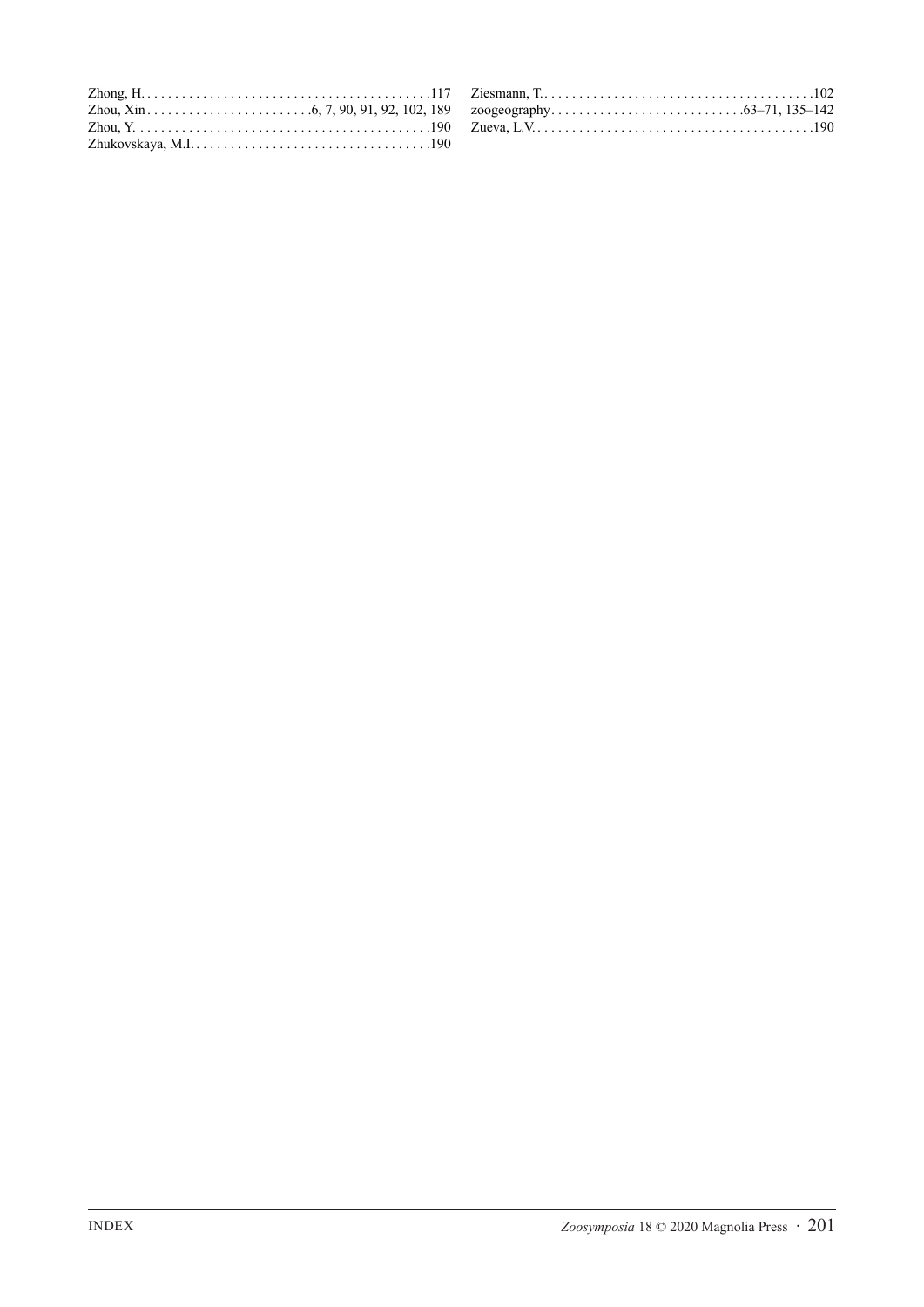Zhong, H. . . . . . . . . . . . . . . . . . . . . . . . . . . . . . . . . . . . . . . . . .117
Zhou, Xin . . . . . . . . . . . . . . . . . . . . . . . .6, 7, 90, 91, 92, 102, 189
Zhou, Y. . . . . . . . . . . . . . . . . . . . . . . . . . . . . . . . . . . . . . . . . . .190
Zhukovskaya, M.I. . . . . . . . . . . . . . . . . . . . . . . . . . . . . . . . . .190
Ziesmann, T. . . . . . . . . . . . . . . . . . . . . . . . . . . . . . . . . . . . . . .102
zoogeography . . . . . . . . . . . . . . . . . . . . . . . . . . . .63–71, 135–142
Zueva, L.V. . . . . . . . . . . . . . . . . . . . . . . . . . . . . . . . . . . . . . . .190